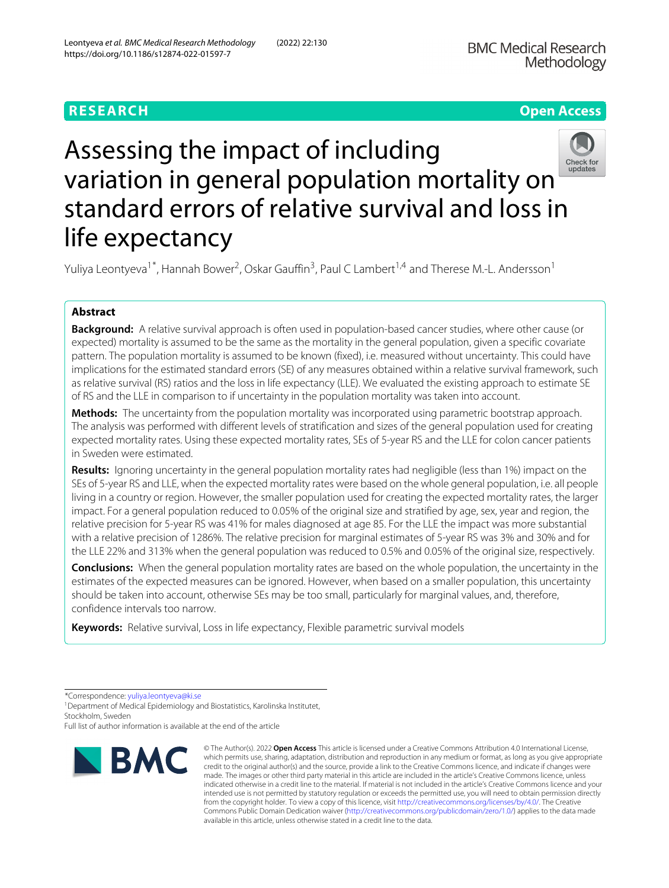RESEARCH

Open Access

# Assessing the impact of including variation in general population mortality on standard errors of relative survival and loss in life expectancy

Yuliya Leontyeva[1*], Hannah Bower[2], Oskar Gauffin[3], Paul C Lambert[1,4] and Therese M.-L. Andersson[1]

## Abstract

**Background:** A relative survival approach is often used in population-based cancer studies, where other cause (or expected) mortality is assumed to be the same as the mortality in the general population, given a specific covariate pattern. The population mortality is assumed to be known (fixed), i.e. measured without uncertainty. This could have implications for the estimated standard errors (SE) of any measures obtained within a relative survival framework, such as relative survival (RS) ratios and the loss in life expectancy (LLE). We evaluated the existing approach to estimate SE of RS and the LLE in comparison to if uncertainty in the population mortality was taken into account.

**Methods:** The uncertainty from the population mortality was incorporated using parametric bootstrap approach. The analysis was performed with different levels of stratification and sizes of the general population used for creating expected mortality rates. Using these expected mortality rates, SEs of 5-year RS and the LLE for colon cancer patients in Sweden were estimated.

**Results:** Ignoring uncertainty in the general population mortality rates had negligible (less than 1%) impact on the SEs of 5-year RS and LLE, when the expected mortality rates were based on the whole general population, i.e. all people living in a country or region. However, the smaller population used for creating the expected mortality rates, the larger impact. For a general population reduced to 0.05% of the original size and stratified by age, sex, year and region, the relative precision for 5-year RS was 41% for males diagnosed at age 85. For the LLE the impact was more substantial with a relative precision of 1286%. The relative precision for marginal estimates of 5-year RS was 3% and 30% and for the LLE 22% and 313% when the general population was reduced to 0.5% and 0.05% of the original size, respectively.

**Conclusions:** When the general population mortality rates are based on the whole population, the uncertainty in the estimates of the expected measures can be ignored. However, when based on a smaller population, this uncertainty should be taken into account, otherwise SEs may be too small, particularly for marginal values, and, therefore, confidence intervals too narrow.

**Keywords:** Relative survival, Loss in life expectancy, Flexible parametric survival models

*Correspondence: yuliya.leontyeva@ki.se

[1]Department of Medical Epidemiology and Biostatistics, Karolinska Institutet, Stockholm, Sweden

Full list of author information is available at the end of the article

© The Author(s). 2022 **Open Access** This article is licensed under a Creative Commons Attribution 4.0 International License, which permits use, sharing, adaptation, distribution and reproduction in any medium or format, as long as you give appropriate credit to the original author(s) and the source, provide a link to the Creative Commons licence, and indicate if changes were made. The images or other third party material in this article are included in the article's Creative Commons licence, unless indicated otherwise in a credit line to the material. If material is not included in the article's Creative Commons licence and your intended use is not permitted by statutory regulation or exceeds the permitted use, you will need to obtain permission directly from the copyright holder. To view a copy of this licence, visit http://creativecommons.org/licenses/by/4.0/. The Creative Commons Public Domain Dedication waiver (http://creativecommons.org/publicdomain/zero/1.0/) applies to the data made available in this article, unless otherwise stated in a credit line to the data.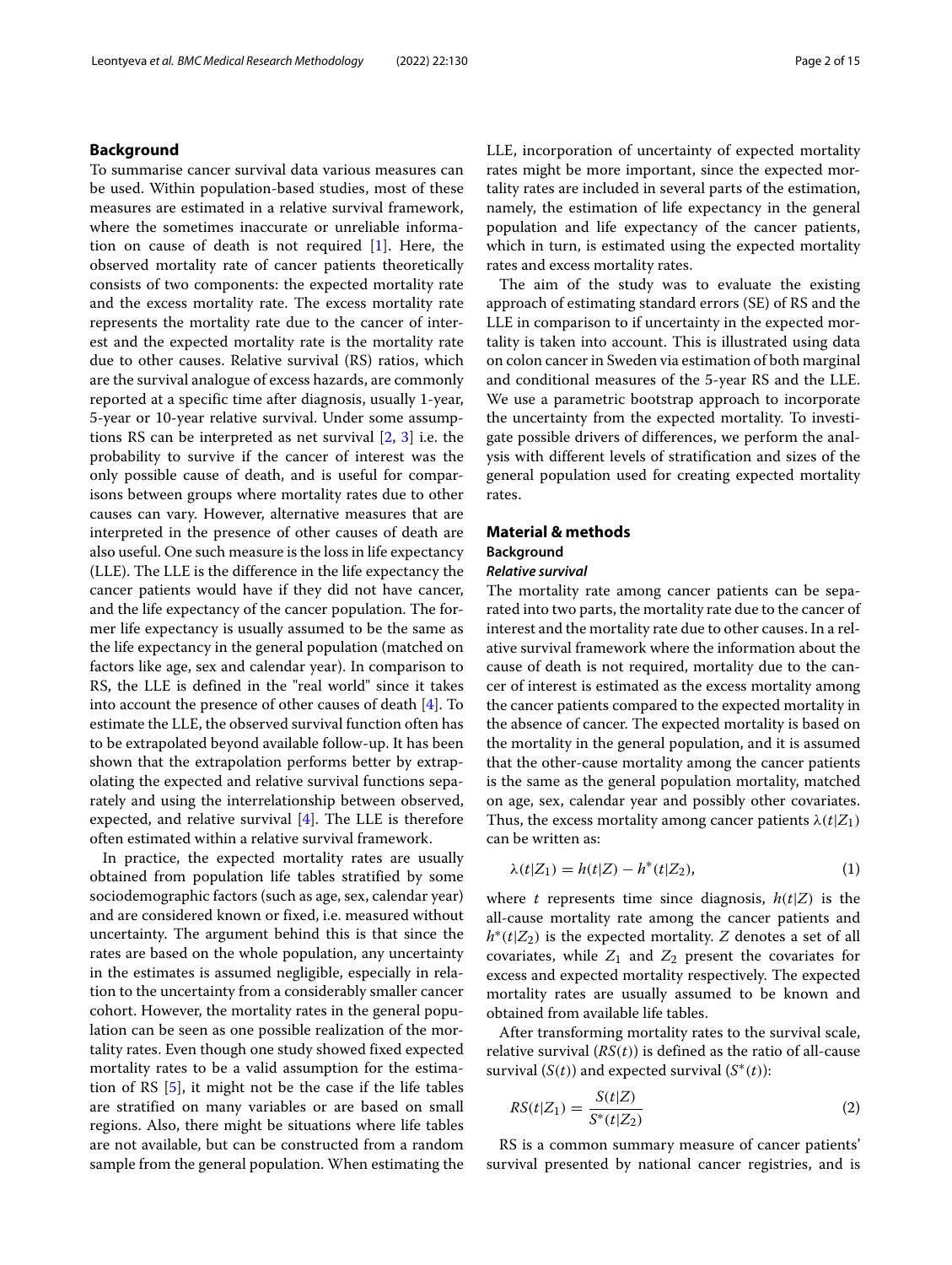## Background

To summarise cancer survival data various measures can be used. Within population-based studies, most of these measures are estimated in a relative survival framework, where the sometimes inaccurate or unreliable information on cause of death is not required [1]. Here, the observed mortality rate of cancer patients theoretically consists of two components: the expected mortality rate and the excess mortality rate. The excess mortality rate represents the mortality rate due to the cancer of interest and the expected mortality rate is the mortality rate due to other causes. Relative survival (RS) ratios, which are the survival analogue of excess hazards, are commonly reported at a specific time after diagnosis, usually 1-year, 5-year or 10-year relative survival. Under some assumptions RS can be interpreted as net survival [2, 3] i.e. the probability to survive if the cancer of interest was the only possible cause of death, and is useful for comparisons between groups where mortality rates due to other causes can vary. However, alternative measures that are interpreted in the presence of other causes of death are also useful. One such measure is the loss in life expectancy (LLE). The LLE is the difference in the life expectancy the cancer patients would have if they did not have cancer, and the life expectancy of the cancer population. The former life expectancy is usually assumed to be the same as the life expectancy in the general population (matched on factors like age, sex and calendar year). In comparison to RS, the LLE is defined in the "real world" since it takes into account the presence of other causes of death [4]. To estimate the LLE, the observed survival function often has to be extrapolated beyond available follow-up. It has been shown that the extrapolation performs better by extrapolating the expected and relative survival functions separately and using the interrelationship between observed, expected, and relative survival [4]. The LLE is therefore often estimated within a relative survival framework.

In practice, the expected mortality rates are usually obtained from population life tables stratified by some sociodemographic factors (such as age, sex, calendar year) and are considered known or fixed, i.e. measured without uncertainty. The argument behind this is that since the rates are based on the whole population, any uncertainty in the estimates is assumed negligible, especially in relation to the uncertainty from a considerably smaller cancer cohort. However, the mortality rates in the general population can be seen as one possible realization of the mortality rates. Even though one study showed fixed expected mortality rates to be a valid assumption for the estimation of RS [5], it might not be the case if the life tables are stratified on many variables or are based on small regions. Also, there might be situations where life tables are not available, but can be constructed from a random sample from the general population. When estimating the LLE, incorporation of uncertainty of expected mortality rates might be more important, since the expected mortality rates are included in several parts of the estimation, namely, the estimation of life expectancy in the general population and life expectancy of the cancer patients, which in turn, is estimated using the expected mortality rates and excess mortality rates.

The aim of the study was to evaluate the existing approach of estimating standard errors (SE) of RS and the LLE in comparison to if uncertainty in the expected mortality is taken into account. This is illustrated using data on colon cancer in Sweden via estimation of both marginal and conditional measures of the 5-year RS and the LLE. We use a parametric bootstrap approach to incorporate the uncertainty from the expected mortality. To investigate possible drivers of differences, we perform the analysis with different levels of stratification and sizes of the general population used for creating expected mortality rates.

## Material & methods

### Background

#### *Relative survival*

The mortality rate among cancer patients can be separated into two parts, the mortality rate due to the cancer of interest and the mortality rate due to other causes. In a relative survival framework where the information about the cause of death is not required, mortality due to the cancer of interest is estimated as the excess mortality among the cancer patients compared to the expected mortality in the absence of cancer. The expected mortality is based on the mortality in the general population, and it is assumed that the other-cause mortality among the cancer patients is the same as the general population mortality, matched on age, sex, calendar year and possibly other covariates. Thus, the excess mortality among cancer patients $\lambda(t|Z_1)$ can be written as:

$$\lambda(t|Z_1) = h(t|Z) - h^*(t|Z_2), \tag{1}$$

where $t$ represents time since diagnosis, $h(t|Z)$ is the all-cause mortality rate among the cancer patients and $h^*(t|Z_2)$ is the expected mortality. $Z$ denotes a set of all covariates, while $Z_1$ and $Z_2$ present the covariates for excess and expected mortality respectively. The expected mortality rates are usually assumed to be known and obtained from available life tables.

After transforming mortality rates to the survival scale, relative survival ($RS(t)$) is defined as the ratio of all-cause survival ($S(t)$) and expected survival ($S^*(t)$):

$$RS(t|Z_1) = \frac{S(t|Z)}{S^*(t|Z_2)} \tag{2}$$

RS is a common summary measure of cancer patients' survival presented by national cancer registries, and is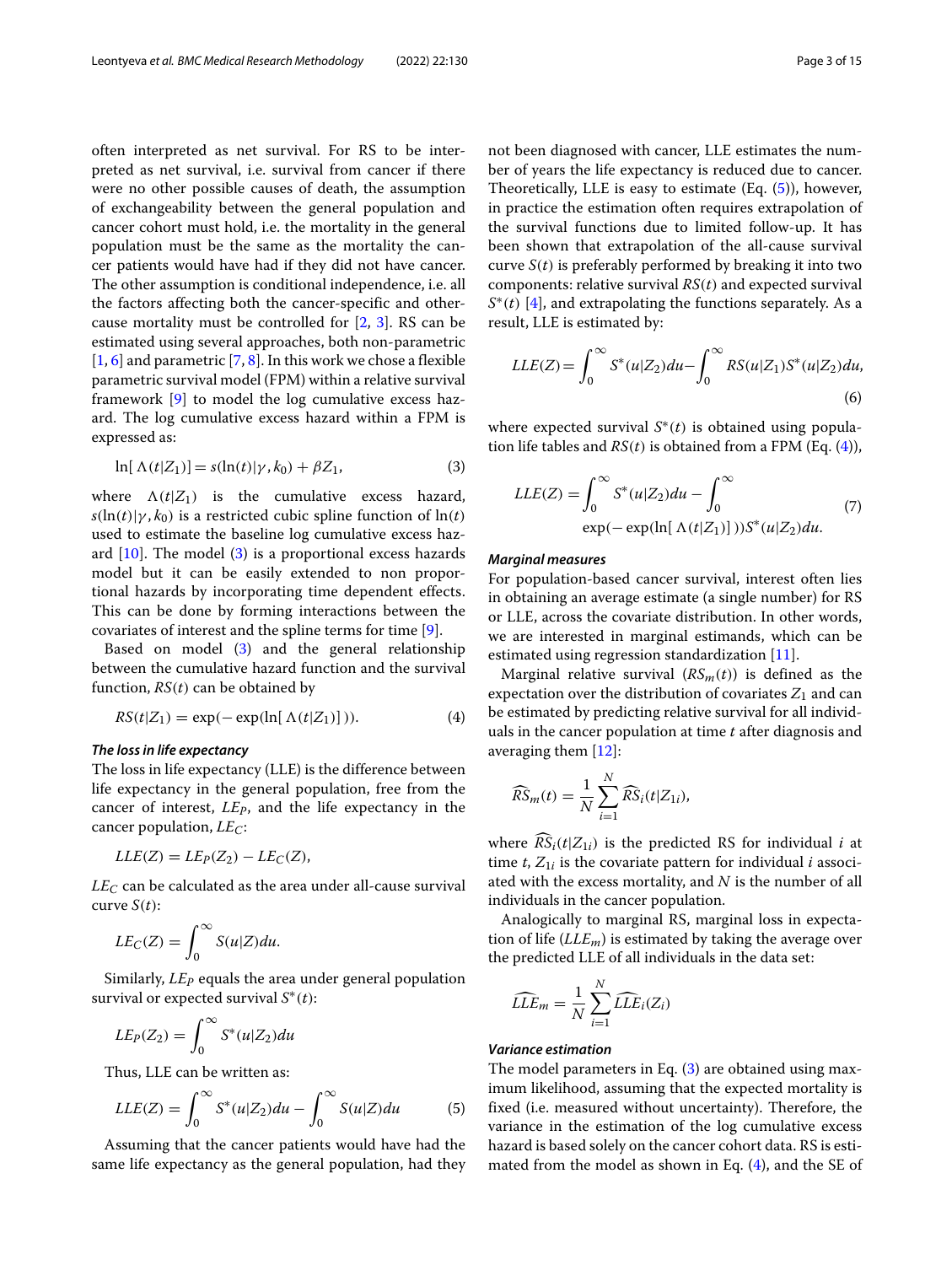often interpreted as net survival. For RS to be interpreted as net survival, i.e. survival from cancer if there were no other possible causes of death, the assumption of exchangeability between the general population and cancer cohort must hold, i.e. the mortality in the general population must be the same as the mortality the cancer patients would have had if they did not have cancer. The other assumption is conditional independence, i.e. all the factors affecting both the cancer-specific and other-cause mortality must be controlled for [2, 3]. RS can be estimated using several approaches, both non-parametric [1, 6] and parametric [7, 8]. In this work we chose a flexible parametric survival model (FPM) within a relative survival framework [9] to model the log cumulative excess hazard. The log cumulative excess hazard within a FPM is expressed as:

$$\ln[\,\Lambda(t|Z_1)] = s(\ln(t)|\gamma, k_0) + \beta Z_1, \tag{3}$$

where $\Lambda(t|Z_1)$ is the cumulative excess hazard, $s(\ln(t)|\gamma, k_0)$ is a restricted cubic spline function of $\ln(t)$ used to estimate the baseline log cumulative excess hazard [10]. The model (3) is a proportional excess hazards model but it can be easily extended to non proportional hazards by incorporating time dependent effects. This can be done by forming interactions between the covariates of interest and the spline terms for time [9].

Based on model (3) and the general relationship between the cumulative hazard function and the survival function, $RS(t)$ can be obtained by

$$RS(t|Z_1) = \exp(-\exp(\ln[\,\Lambda(t|Z_1)]\,)). \tag{4}$$

#### *The loss in life expectancy*

The loss in life expectancy (LLE) is the difference between life expectancy in the general population, free from the cancer of interest, $LE_P$, and the life expectancy in the cancer population, $LE_C$:

$$LLE(Z) = LE_P(Z_2) - LE_C(Z),$$

$LE_C$ can be calculated as the area under all-cause survival curve $S(t)$:

$$LE_C(Z) = \int_0^\infty S(u|Z)du.$$

Similarly, $LE_P$ equals the area under general population survival or expected survival $S^*(t)$:

$$LE_P(Z_2) = \int_0^\infty S^*(u|Z_2)du$$

Thus, LLE can be written as:

$$LLE(Z) = \int_0^\infty S^*(u|Z_2)du - \int_0^\infty S(u|Z)du \tag{5}$$

Assuming that the cancer patients would have had the same life expectancy as the general population, had they not been diagnosed with cancer, LLE estimates the number of years the life expectancy is reduced due to cancer. Theoretically, LLE is easy to estimate (Eq. (5)), however, in practice the estimation often requires extrapolation of the survival functions due to limited follow-up. It has been shown that extrapolation of the all-cause survival curve $S(t)$ is preferably performed by breaking it into two components: relative survival $RS(t)$ and expected survival $S^*(t)$ [4], and extrapolating the functions separately. As a result, LLE is estimated by:

$$LLE(Z) = \int_0^\infty S^*(u|Z_2)du - \int_0^\infty RS(u|Z_1)S^*(u|Z_2)du, \tag{6}$$

where expected survival $S^*(t)$ is obtained using population life tables and $RS(t)$ is obtained from a FPM (Eq. (4)),

$$LLE(Z) = \int_0^\infty S^*(u|Z_2)du - \int_0^\infty \exp(-\exp(\ln[\,\Lambda(t|Z_1)]\,))S^*(u|Z_2)du. \tag{7}$$

#### *Marginal measures*

For population-based cancer survival, interest often lies in obtaining an average estimate (a single number) for RS or LLE, across the covariate distribution. In other words, we are interested in marginal estimands, which can be estimated using regression standardization [11].

Marginal relative survival ($RS_m(t)$) is defined as the expectation over the distribution of covariates $Z_1$ and can be estimated by predicting relative survival for all individuals in the cancer population at time $t$ after diagnosis and averaging them [12]:

$$\widehat{RS}_m(t) = \frac{1}{N}\sum_{i=1}^{N}\widehat{RS}_i(t|Z_{1i}),$$

where $\widehat{RS}_i(t|Z_{1i})$ is the predicted RS for individual $i$ at time $t$, $Z_{1i}$ is the covariate pattern for individual $i$ associated with the excess mortality, and $N$ is the number of all individuals in the cancer population.

Analogically to marginal RS, marginal loss in expectation of life ($LLE_m$) is estimated by taking the average over the predicted LLE of all individuals in the data set:

$$\widehat{LLE}_m = \frac{1}{N}\sum_{i=1}^{N}\widehat{LLE}_i(Z_i)$$

#### *Variance estimation*

The model parameters in Eq. (3) are obtained using maximum likelihood, assuming that the expected mortality is fixed (i.e. measured without uncertainty). Therefore, the variance in the estimation of the log cumulative excess hazard is based solely on the cancer cohort data. RS is estimated from the model as shown in Eq. (4), and the SE of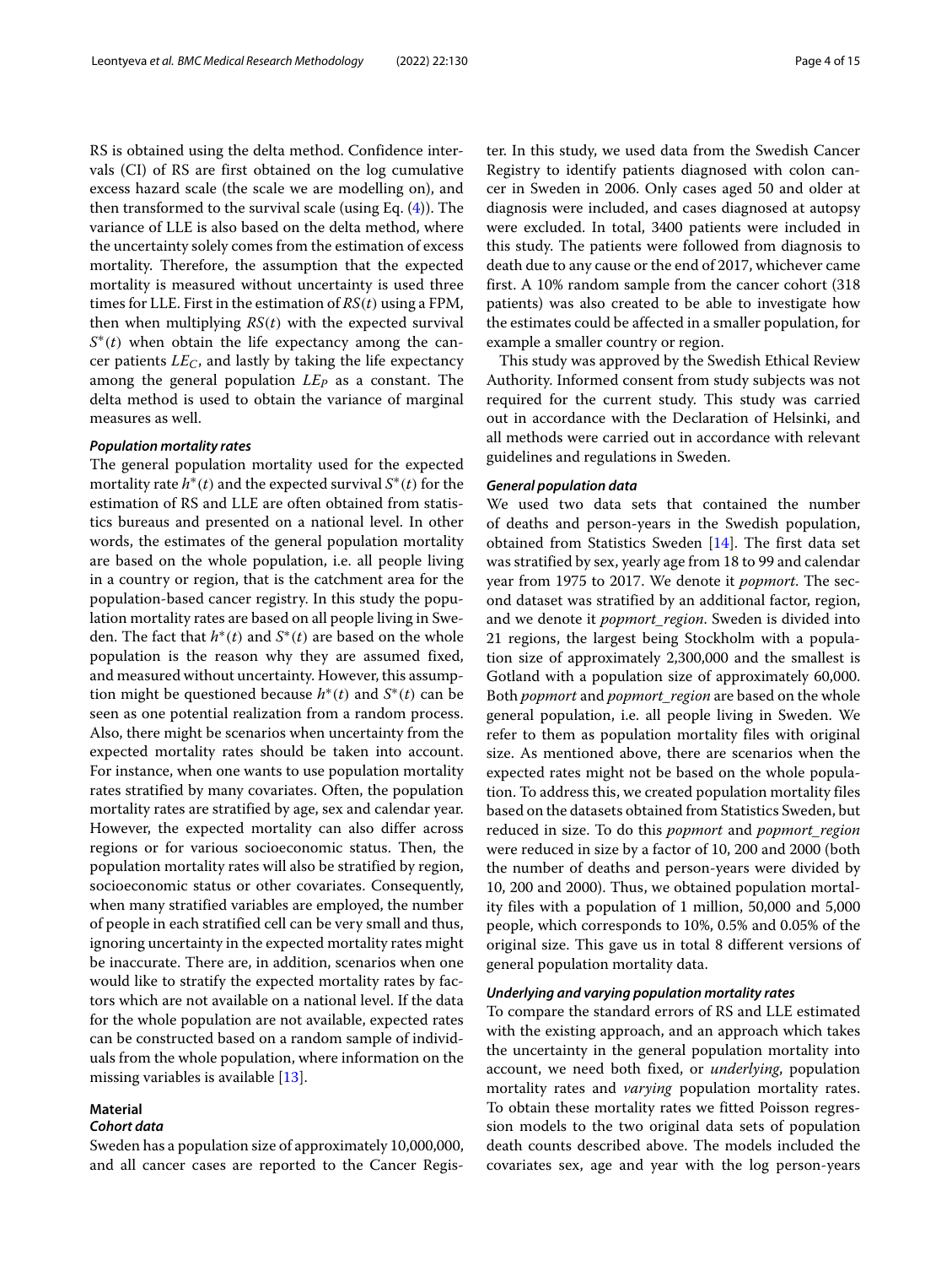RS is obtained using the delta method. Confidence intervals (CI) of RS are first obtained on the log cumulative excess hazard scale (the scale we are modelling on), and then transformed to the survival scale (using Eq. (4)). The variance of LLE is also based on the delta method, where the uncertainty solely comes from the estimation of excess mortality. Therefore, the assumption that the expected mortality is measured without uncertainty is used three times for LLE. First in the estimation of $RS(t)$ using a FPM, then when multiplying $RS(t)$ with the expected survival $S^{*}(t)$ when obtain the life expectancy among the cancer patients $LE_C$, and lastly by taking the life expectancy among the general population $LE_P$ as a constant. The delta method is used to obtain the variance of marginal measures as well.

#### *Population mortality rates*

The general population mortality used for the expected mortality rate $h^{*}(t)$ and the expected survival $S^{*}(t)$ for the estimation of RS and LLE are often obtained from statistics bureaus and presented on a national level. In other words, the estimates of the general population mortality are based on the whole population, i.e. all people living in a country or region, that is the catchment area for the population-based cancer registry. In this study the population mortality rates are based on all people living in Sweden. The fact that $h^{*}(t)$ and $S^{*}(t)$ are based on the whole population is the reason why they are assumed fixed, and measured without uncertainty. However, this assumption might be questioned because $h^{*}(t)$ and $S^{*}(t)$ can be seen as one potential realization from a random process. Also, there might be scenarios when uncertainty from the expected mortality rates should be taken into account. For instance, when one wants to use population mortality rates stratified by many covariates. Often, the population mortality rates are stratified by age, sex and calendar year. However, the expected mortality can also differ across regions or for various socioeconomic status. Then, the population mortality rates will also be stratified by region, socioeconomic status or other covariates. Consequently, when many stratified variables are employed, the number of people in each stratified cell can be very small and thus, ignoring uncertainty in the expected mortality rates might be inaccurate. There are, in addition, scenarios when one would like to stratify the expected mortality rates by factors which are not available on a national level. If the data for the whole population are not available, expected rates can be constructed based on a random sample of individuals from the whole population, where information on the missing variables is available [13].

## Material

#### *Cohort data*

Sweden has a population size of approximately 10,000,000, and all cancer cases are reported to the Cancer Register. In this study, we used data from the Swedish Cancer Registry to identify patients diagnosed with colon cancer in Sweden in 2006. Only cases aged 50 and older at diagnosis were included, and cases diagnosed at autopsy were excluded. In total, 3400 patients were included in this study. The patients were followed from diagnosis to death due to any cause or the end of 2017, whichever came first. A 10% random sample from the cancer cohort (318 patients) was also created to be able to investigate how the estimates could be affected in a smaller population, for example a smaller country or region.

This study was approved by the Swedish Ethical Review Authority. Informed consent from study subjects was not required for the current study. This study was carried out in accordance with the Declaration of Helsinki, and all methods were carried out in accordance with relevant guidelines and regulations in Sweden.

#### *General population data*

We used two data sets that contained the number of deaths and person-years in the Swedish population, obtained from Statistics Sweden [14]. The first data set was stratified by sex, yearly age from 18 to 99 and calendar year from 1975 to 2017. We denote it *popmort*. The second dataset was stratified by an additional factor, region, and we denote it *popmort_region*. Sweden is divided into 21 regions, the largest being Stockholm with a population size of approximately 2,300,000 and the smallest is Gotland with a population size of approximately 60,000. Both *popmort* and *popmort_region* are based on the whole general population, i.e. all people living in Sweden. We refer to them as population mortality files with original size. As mentioned above, there are scenarios when the expected rates might not be based on the whole population. To address this, we created population mortality files based on the datasets obtained from Statistics Sweden, but reduced in size. To do this *popmort* and *popmort_region* were reduced in size by a factor of 10, 200 and 2000 (both the number of deaths and person-years were divided by 10, 200 and 2000). Thus, we obtained population mortality files with a population of 1 million, 50,000 and 5,000 people, which corresponds to 10%, 0.5% and 0.05% of the original size. This gave us in total 8 different versions of general population mortality data.

#### *Underlying and varying population mortality rates*

To compare the standard errors of RS and LLE estimated with the existing approach, and an approach which takes the uncertainty in the general population mortality into account, we need both fixed, or *underlying*, population mortality rates and *varying* population mortality rates. To obtain these mortality rates we fitted Poisson regression models to the two original data sets of population death counts described above. The models included the covariates sex, age and year with the log person-years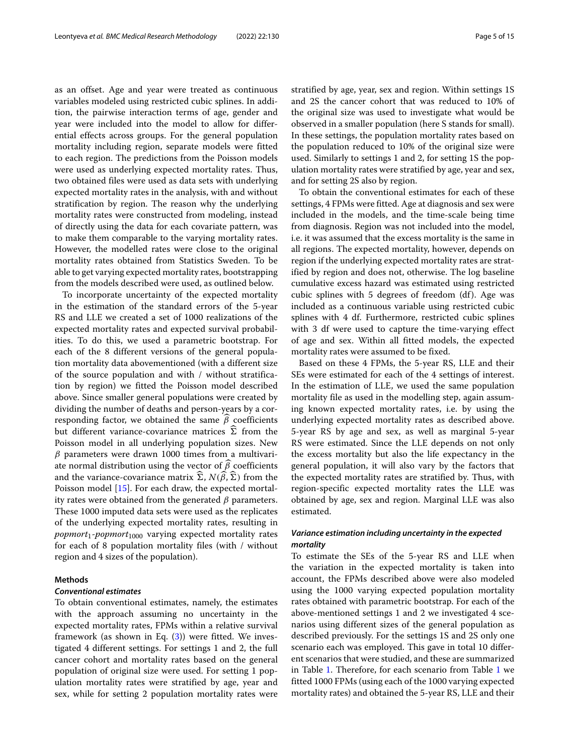as an offset. Age and year were treated as continuous variables modeled using restricted cubic splines. In addition, the pairwise interaction terms of age, gender and year were included into the model to allow for differential effects across groups. For the general population mortality including region, separate models were fitted to each region. The predictions from the Poisson models were used as underlying expected mortality rates. Thus, two obtained files were used as data sets with underlying expected mortality rates in the analysis, with and without stratification by region. The reason why the underlying mortality rates were constructed from modeling, instead of directly using the data for each covariate pattern, was to make them comparable to the varying mortality rates. However, the modelled rates were close to the original mortality rates obtained from Statistics Sweden. To be able to get varying expected mortality rates, bootstrapping from the models described were used, as outlined below.

To incorporate uncertainty of the expected mortality in the estimation of the standard errors of the 5-year RS and LLE we created a set of 1000 realizations of the expected mortality rates and expected survival probabilities. To do this, we used a parametric bootstrap. For each of the 8 different versions of the general population mortality data abovementioned (with a different size of the source population and with / without stratification by region) we fitted the Poisson model described above. Since smaller general populations were created by dividing the number of deaths and person-years by a corresponding factor, we obtained the same $\widehat{\beta}$ coefficients but different variance-covariance matrices $\widehat{\Sigma}$ from the Poisson model in all underlying population sizes. New $\beta$ parameters were drawn 1000 times from a multivariate normal distribution using the vector of $\widehat{\beta}$ coefficients and the variance-covariance matrix $\widehat{\Sigma}$, $N(\widehat{\beta}, \widehat{\Sigma})$ from the Poisson model [15]. For each draw, the expected mortality rates were obtained from the generated $\beta$ parameters. These 1000 imputed data sets were used as the replicates of the underlying expected mortality rates, resulting in $popmort_1$-$popmort_{1000}$ varying expected mortality rates for each of 8 population mortality files (with / without region and 4 sizes of the population).

## Methods

### Conventional estimates

To obtain conventional estimates, namely, the estimates with the approach assuming no uncertainty in the expected mortality rates, FPMs within a relative survival framework (as shown in Eq. (3)) were fitted. We investigated 4 different settings. For settings 1 and 2, the full cancer cohort and mortality rates based on the general population of original size were used. For setting 1 population mortality rates were stratified by age, year and sex, while for setting 2 population mortality rates were stratified by age, year, sex and region. Within settings 1S and 2S the cancer cohort that was reduced to 10% of the original size was used to investigate what would be observed in a smaller population (here S stands for small). In these settings, the population mortality rates based on the population reduced to 10% of the original size were used. Similarly to settings 1 and 2, for setting 1S the population mortality rates were stratified by age, year and sex, and for setting 2S also by region.

To obtain the conventional estimates for each of these settings, 4 FPMs were fitted. Age at diagnosis and sex were included in the models, and the time-scale being time from diagnosis. Region was not included into the model, i.e. it was assumed that the excess mortality is the same in all regions. The expected mortality, however, depends on region if the underlying expected mortality rates are stratified by region and does not, otherwise. The log baseline cumulative excess hazard was estimated using restricted cubic splines with 5 degrees of freedom (df). Age was included as a continuous variable using restricted cubic splines with 4 df. Furthermore, restricted cubic splines with 3 df were used to capture the time-varying effect of age and sex. Within all fitted models, the expected mortality rates were assumed to be fixed.

Based on these 4 FPMs, the 5-year RS, LLE and their SEs were estimated for each of the 4 settings of interest. In the estimation of LLE, we used the same population mortality file as used in the modelling step, again assuming known expected mortality rates, i.e. by using the underlying expected mortality rates as described above. 5-year RS by age and sex, as well as marginal 5-year RS were estimated. Since the LLE depends on not only the excess mortality but also the life expectancy in the general population, it will also vary by the factors that the expected mortality rates are stratified by. Thus, with region-specific expected mortality rates the LLE was obtained by age, sex and region. Marginal LLE was also estimated.

### Variance estimation including uncertainty in the expected mortality

To estimate the SEs of the 5-year RS and LLE when the variation in the expected mortality is taken into account, the FPMs described above were also modeled using the 1000 varying expected population mortality rates obtained with parametric bootstrap. For each of the above-mentioned settings 1 and 2 we investigated 4 scenarios using different sizes of the general population as described previously. For the settings 1S and 2S only one scenario each was employed. This gave in total 10 different scenarios that were studied, and these are summarized in Table 1. Therefore, for each scenario from Table 1 we fitted 1000 FPMs (using each of the 1000 varying expected mortality rates) and obtained the 5-year RS, LLE and their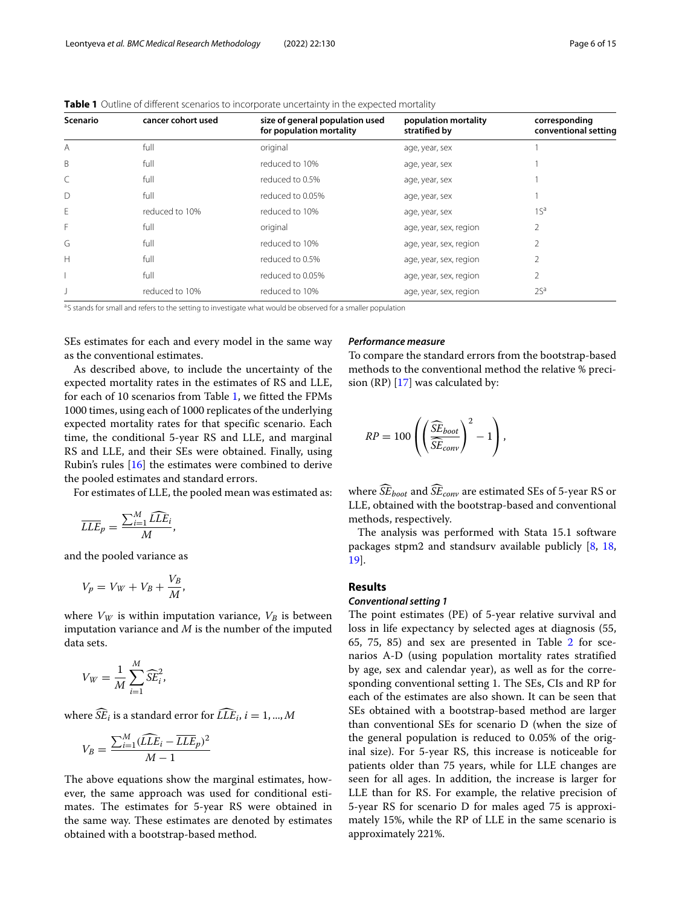**Table 1** Outline of different scenarios to incorporate uncertainty in the expected mortality

| Scenario | cancer cohort used | size of general population used for population mortality | population mortality stratified by | corresponding conventional setting |
|---|---|---|---|---|
| A | full | original | age, year, sex | 1 |
| B | full | reduced to 10% | age, year, sex | 1 |
| C | full | reduced to 0.5% | age, year, sex | 1 |
| D | full | reduced to 0.05% | age, year, sex | 1 |
| E | reduced to 10% | reduced to 10% | age, year, sex | 1S[a] |
| F | full | original | age, year, sex, region | 2 |
| G | full | reduced to 10% | age, year, sex, region | 2 |
| H | full | reduced to 0.5% | age, year, sex, region | 2 |
| I | full | reduced to 0.05% | age, year, sex, region | 2 |
| J | reduced to 10% | reduced to 10% | age, year, sex, region | 2S[a] |

[a]S stands for small and refers to the setting to investigate what would be observed for a smaller population

SEs estimates for each and every model in the same way as the conventional estimates.

As described above, to include the uncertainty of the expected mortality rates in the estimates of RS and LLE, for each of 10 scenarios from Table 1, we fitted the FPMs 1000 times, using each of 1000 replicates of the underlying expected mortality rates for that specific scenario. Each time, the conditional 5-year RS and LLE, and marginal RS and LLE, and their SEs were obtained. Finally, using Rubin's rules [16] the estimates were combined to derive the pooled estimates and standard errors.

For estimates of LLE, the pooled mean was estimated as:

$$\overline{LLE}_p = \frac{\sum_{i=1}^{M} \widehat{LLE}_i}{M},$$

and the pooled variance as

$$V_p = V_W + V_B + \frac{V_B}{M},$$

where $V_W$ is within imputation variance, $V_B$ is between imputation variance and $M$ is the number of the imputed data sets.

$$V_W = \frac{1}{M} \sum_{i=1}^{M} \widehat{SE}_i^2,$$

where $\widehat{SE}_i$ is a standard error for $\widehat{LLE}_i$, $i = 1, ..., M$

$$V_B = \frac{\sum_{i=1}^{M} (\widehat{LLE}_i - \overline{LLE}_p)^2}{M-1}$$

The above equations show the marginal estimates, however, the same approach was used for conditional estimates. The estimates for 5-year RS were obtained in the same way. These estimates are denoted by estimates obtained with a bootstrap-based method.

### *Performance measure*

To compare the standard errors from the bootstrap-based methods to the conventional method the relative % precision (RP) [17] was calculated by:

$$RP = 100 \left( \left( \frac{\widehat{SE}_{boot}}{\widehat{SE}_{conv}} \right)^2 - 1 \right),$$

where $\widehat{SE}_{boot}$ and $\widehat{SE}_{conv}$ are estimated SEs of 5-year RS or LLE, obtained with the bootstrap-based and conventional methods, respectively.

The analysis was performed with Stata 15.1 software packages stpm2 and standsurv available publicly [8, 18, 19].

## Results

### *Conventional setting 1*

The point estimates (PE) of 5-year relative survival and loss in life expectancy by selected ages at diagnosis (55, 65, 75, 85) and sex are presented in Table 2 for scenarios A-D (using population mortality rates stratified by age, sex and calendar year), as well as for the corresponding conventional setting 1. The SEs, CIs and RP for each of the estimates are also shown. It can be seen that SEs obtained with a bootstrap-based method are larger than conventional SEs for scenario D (when the size of the general population is reduced to 0.05% of the original size). For 5-year RS, this increase is noticeable for patients older than 75 years, while for LLE changes are seen for all ages. In addition, the increase is larger for LLE than for RS. For example, the relative precision of 5-year RS for scenario D for males aged 75 is approximately 15%, while the RP of LLE in the same scenario is approximately 221%.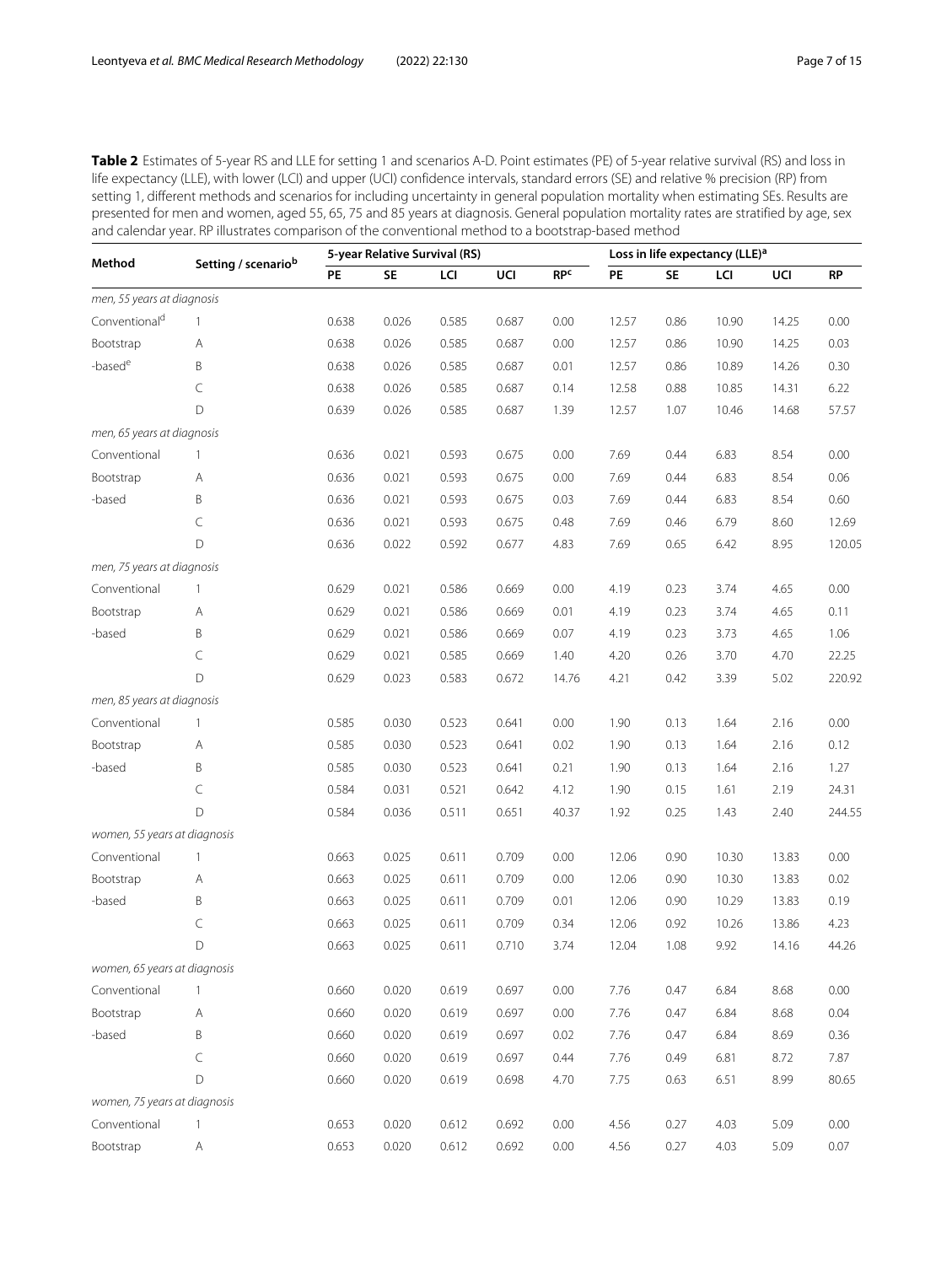**Table 2** Estimates of 5-year RS and LLE for setting 1 and scenarios A-D. Point estimates (PE) of 5-year relative survival (RS) and loss in life expectancy (LLE), with lower (LCI) and upper (UCI) confidence intervals, standard errors (SE) and relative % precision (RP) from setting 1, different methods and scenarios for including uncertainty in general population mortality when estimating SEs. Results are presented for men and women, aged 55, 65, 75 and 85 years at diagnosis. General population mortality rates are stratified by age, sex and calendar year. RP illustrates comparison of the conventional method to a bootstrap-based method

| Method | Setting / scenario[b] | 5-year Relative Survival (RS) | | | | | Loss in life expectancy (LLE)[a] | | | | |
|---|---|---|---|---|---|---|---|---|---|---|---|
| | | PE | SE | LCI | UCI | RP[c] | PE | SE | LCI | UCI | RP |
| *men, 55 years at diagnosis* | | | | | | | | | | | |
| Conventional[d] | 1 | 0.638 | 0.026 | 0.585 | 0.687 | 0.00 | 12.57 | 0.86 | 10.90 | 14.25 | 0.00 |
| Bootstrap | A | 0.638 | 0.026 | 0.585 | 0.687 | 0.00 | 12.57 | 0.86 | 10.90 | 14.25 | 0.03 |
| -based[e] | B | 0.638 | 0.026 | 0.585 | 0.687 | 0.01 | 12.57 | 0.86 | 10.89 | 14.26 | 0.30 |
| | C | 0.638 | 0.026 | 0.585 | 0.687 | 0.14 | 12.58 | 0.88 | 10.85 | 14.31 | 6.22 |
| | D | 0.639 | 0.026 | 0.585 | 0.687 | 1.39 | 12.57 | 1.07 | 10.46 | 14.68 | 57.57 |
| *men, 65 years at diagnosis* | | | | | | | | | | | |
| Conventional | 1 | 0.636 | 0.021 | 0.593 | 0.675 | 0.00 | 7.69 | 0.44 | 6.83 | 8.54 | 0.00 |
| Bootstrap | A | 0.636 | 0.021 | 0.593 | 0.675 | 0.00 | 7.69 | 0.44 | 6.83 | 8.54 | 0.06 |
| -based | B | 0.636 | 0.021 | 0.593 | 0.675 | 0.03 | 7.69 | 0.44 | 6.83 | 8.54 | 0.60 |
| | C | 0.636 | 0.021 | 0.593 | 0.675 | 0.48 | 7.69 | 0.46 | 6.79 | 8.60 | 12.69 |
| | D | 0.636 | 0.022 | 0.592 | 0.677 | 4.83 | 7.69 | 0.65 | 6.42 | 8.95 | 120.05 |
| *men, 75 years at diagnosis* | | | | | | | | | | | |
| Conventional | 1 | 0.629 | 0.021 | 0.586 | 0.669 | 0.00 | 4.19 | 0.23 | 3.74 | 4.65 | 0.00 |
| Bootstrap | A | 0.629 | 0.021 | 0.586 | 0.669 | 0.01 | 4.19 | 0.23 | 3.74 | 4.65 | 0.11 |
| -based | B | 0.629 | 0.021 | 0.586 | 0.669 | 0.07 | 4.19 | 0.23 | 3.73 | 4.65 | 1.06 |
| | C | 0.629 | 0.021 | 0.585 | 0.669 | 1.40 | 4.20 | 0.26 | 3.70 | 4.70 | 22.25 |
| | D | 0.629 | 0.023 | 0.583 | 0.672 | 14.76 | 4.21 | 0.42 | 3.39 | 5.02 | 220.92 |
| *men, 85 years at diagnosis* | | | | | | | | | | | |
| Conventional | 1 | 0.585 | 0.030 | 0.523 | 0.641 | 0.00 | 1.90 | 0.13 | 1.64 | 2.16 | 0.00 |
| Bootstrap | A | 0.585 | 0.030 | 0.523 | 0.641 | 0.02 | 1.90 | 0.13 | 1.64 | 2.16 | 0.12 |
| -based | B | 0.585 | 0.030 | 0.523 | 0.641 | 0.21 | 1.90 | 0.13 | 1.64 | 2.16 | 1.27 |
| | C | 0.584 | 0.031 | 0.521 | 0.642 | 4.12 | 1.90 | 0.15 | 1.61 | 2.19 | 24.31 |
| | D | 0.584 | 0.036 | 0.511 | 0.651 | 40.37 | 1.92 | 0.25 | 1.43 | 2.40 | 244.55 |
| *women, 55 years at diagnosis* | | | | | | | | | | | |
| Conventional | 1 | 0.663 | 0.025 | 0.611 | 0.709 | 0.00 | 12.06 | 0.90 | 10.30 | 13.83 | 0.00 |
| Bootstrap | A | 0.663 | 0.025 | 0.611 | 0.709 | 0.00 | 12.06 | 0.90 | 10.30 | 13.83 | 0.02 |
| -based | B | 0.663 | 0.025 | 0.611 | 0.709 | 0.01 | 12.06 | 0.90 | 10.29 | 13.83 | 0.19 |
| | C | 0.663 | 0.025 | 0.611 | 0.709 | 0.34 | 12.06 | 0.92 | 10.26 | 13.86 | 4.23 |
| | D | 0.663 | 0.025 | 0.611 | 0.710 | 3.74 | 12.04 | 1.08 | 9.92 | 14.16 | 44.26 |
| *women, 65 years at diagnosis* | | | | | | | | | | | |
| Conventional | 1 | 0.660 | 0.020 | 0.619 | 0.697 | 0.00 | 7.76 | 0.47 | 6.84 | 8.68 | 0.00 |
| Bootstrap | A | 0.660 | 0.020 | 0.619 | 0.697 | 0.00 | 7.76 | 0.47 | 6.84 | 8.68 | 0.04 |
| -based | B | 0.660 | 0.020 | 0.619 | 0.697 | 0.02 | 7.76 | 0.47 | 6.84 | 8.69 | 0.36 |
| | C | 0.660 | 0.020 | 0.619 | 0.697 | 0.44 | 7.76 | 0.49 | 6.81 | 8.72 | 7.87 |
| | D | 0.660 | 0.020 | 0.619 | 0.698 | 4.70 | 7.75 | 0.63 | 6.51 | 8.99 | 80.65 |
| *women, 75 years at diagnosis* | | | | | | | | | | | |
| Conventional | 1 | 0.653 | 0.020 | 0.612 | 0.692 | 0.00 | 4.56 | 0.27 | 4.03 | 5.09 | 0.00 |
| Bootstrap | A | 0.653 | 0.020 | 0.612 | 0.692 | 0.00 | 4.56 | 0.27 | 4.03 | 5.09 | 0.07 |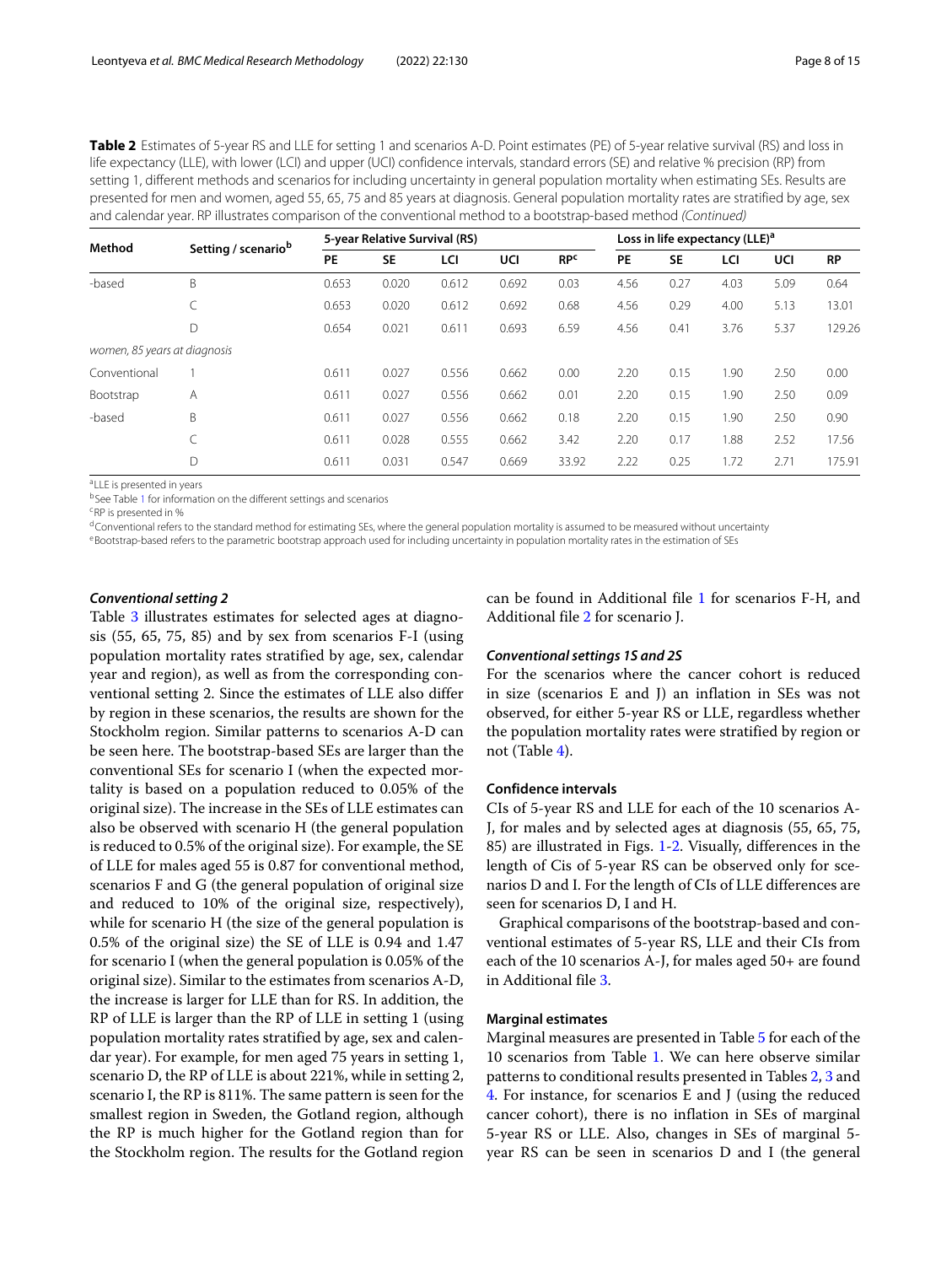**Table 2** Estimates of 5-year RS and LLE for setting 1 and scenarios A-D. Point estimates (PE) of 5-year relative survival (RS) and loss in life expectancy (LLE), with lower (LCI) and upper (UCI) confidence intervals, standard errors (SE) and relative % precision (RP) from setting 1, different methods and scenarios for including uncertainty in general population mortality when estimating SEs. Results are presented for men and women, aged 55, 65, 75 and 85 years at diagnosis. General population mortality rates are stratified by age, sex and calendar year. RP illustrates comparison of the conventional method to a bootstrap-based method *(Continued)*

| Method | Setting / scenario[b] | 5-year Relative Survival (RS) | | | | | Loss in life expectancy (LLE)[a] | | | | |
|---|---|---|---|---|---|---|---|---|---|---|---|
| | | PE | SE | LCI | UCI | RP[c] | PE | SE | LCI | UCI | RP |
| -based | B | 0.653 | 0.020 | 0.612 | 0.692 | 0.03 | 4.56 | 0.27 | 4.03 | 5.09 | 0.64 |
| | C | 0.653 | 0.020 | 0.612 | 0.692 | 0.68 | 4.56 | 0.29 | 4.00 | 5.13 | 13.01 |
| | D | 0.654 | 0.021 | 0.611 | 0.693 | 6.59 | 4.56 | 0.41 | 3.76 | 5.37 | 129.26 |
| *women, 85 years at diagnosis* | | | | | | | | | | | |
| Conventional | 1 | 0.611 | 0.027 | 0.556 | 0.662 | 0.00 | 2.20 | 0.15 | 1.90 | 2.50 | 0.00 |
| Bootstrap | A | 0.611 | 0.027 | 0.556 | 0.662 | 0.01 | 2.20 | 0.15 | 1.90 | 2.50 | 0.09 |
| -based | B | 0.611 | 0.027 | 0.556 | 0.662 | 0.18 | 2.20 | 0.15 | 1.90 | 2.50 | 0.90 |
| | C | 0.611 | 0.028 | 0.555 | 0.662 | 3.42 | 2.20 | 0.17 | 1.88 | 2.52 | 17.56 |
| | D | 0.611 | 0.031 | 0.547 | 0.669 | 33.92 | 2.22 | 0.25 | 1.72 | 2.71 | 175.91 |

[a]LLE is presented in years

[b]See Table 1 for information on the different settings and scenarios

[c]RP is presented in %

[d]Conventional refers to the standard method for estimating SEs, where the general population mortality is assumed to be measured without uncertainty

[e]Bootstrap-based refers to the parametric bootstrap approach used for including uncertainty in population mortality rates in the estimation of SEs

### *Conventional setting 2*

Table 3 illustrates estimates for selected ages at diagnosis (55, 65, 75, 85) and by sex from scenarios F-I (using population mortality rates stratified by age, sex, calendar year and region), as well as from the corresponding conventional setting 2. Since the estimates of LLE also differ by region in these scenarios, the results are shown for the Stockholm region. Similar patterns to scenarios A-D can be seen here. The bootstrap-based SEs are larger than the conventional SEs for scenario I (when the expected mortality is based on a population reduced to 0.05% of the original size). The increase in the SEs of LLE estimates can also be observed with scenario H (the general population is reduced to 0.5% of the original size). For example, the SE of LLE for males aged 55 is 0.87 for conventional method, scenarios F and G (the general population of original size and reduced to 10% of the original size, respectively), while for scenario H (the size of the general population is 0.5% of the original size) the SE of LLE is 0.94 and 1.47 for scenario I (when the general population is 0.05% of the original size). Similar to the estimates from scenarios A-D, the increase is larger for LLE than for RS. In addition, the RP of LLE is larger than the RP of LLE in setting 1 (using population mortality rates stratified by age, sex and calendar year). For example, for men aged 75 years in setting 1, scenario D, the RP of LLE is about 221%, while in setting 2, scenario I, the RP is 811%. The same pattern is seen for the smallest region in Sweden, the Gotland region, although the RP is much higher for the Gotland region than for the Stockholm region. The results for the Gotland region can be found in Additional file 1 for scenarios F-H, and Additional file 2 for scenario J.

### *Conventional settings 1S and 2S*

For the scenarios where the cancer cohort is reduced in size (scenarios E and J) an inflation in SEs was not observed, for either 5-year RS or LLE, regardless whether the population mortality rates were stratified by region or not (Table 4).

### Confidence intervals

CIs of 5-year RS and LLE for each of the 10 scenarios A-J, for males and by selected ages at diagnosis (55, 65, 75, 85) are illustrated in Figs. 1-2. Visually, differences in the length of Cis of 5-year RS can be observed only for scenarios D and I. For the length of CIs of LLE differences are seen for scenarios D, I and H.

Graphical comparisons of the bootstrap-based and conventional estimates of 5-year RS, LLE and their CIs from each of the 10 scenarios A-J, for males aged 50+ are found in Additional file 3.

### Marginal estimates

Marginal measures are presented in Table 5 for each of the 10 scenarios from Table 1. We can here observe similar patterns to conditional results presented in Tables 2, 3 and 4. For instance, for scenarios E and J (using the reduced cancer cohort), there is no inflation in SEs of marginal 5-year RS or LLE. Also, changes in SEs of marginal 5-year RS can be seen in scenarios D and I (the general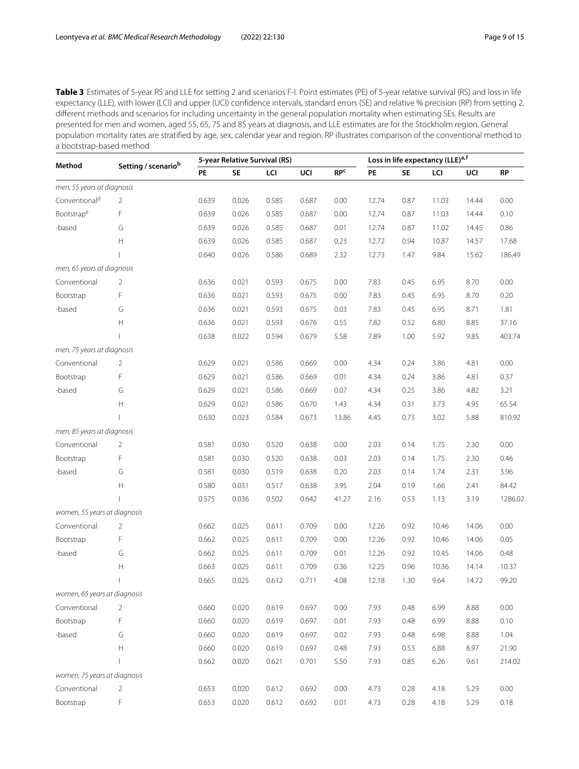**Table 3** Estimates of 5-year RS and LLE for setting 2 and scenarios F-I. Point estimates (PE) of 5-year relative survival (RS) and loss in life expectancy (LLE), with lower (LCI) and upper (UCI) confidence intervals, standard errors (SE) and relative % precision (RP) from setting 2, different methods and scenarios for including uncertainty in the general population mortality when estimating SEs. Results are presented for men and women, aged 55, 65, 75 and 85 years at diagnosis, and LLE estimates are for the Stockholm region. General population mortality rates are stratified by age, sex, calendar year and region. RP illustrates comparison of the conventional method to a bootstrap-based method

| Method | Setting / scenario[b] | 5-year Relative Survival (RS) | | | | | Loss in life expectancy (LLE)[a,f] | | | | |
|---|---|---|---|---|---|---|---|---|---|---|---|
| | | PE | SE | LCI | UCI | RP[c] | PE | SE | LCI | UCI | RP |
| *men, 55 years at diagnosis* | | | | | | | | | | | |
| Conventional[d] | 2 | 0.639 | 0.026 | 0.585 | 0.687 | 0.00 | 12.74 | 0.87 | 11.03 | 14.44 | 0.00 |
| Bootstrap[e] | F | 0.639 | 0.026 | 0.585 | 0.687 | 0.00 | 12.74 | 0.87 | 11.03 | 14.44 | 0.10 |
| -based | G | 0.639 | 0.026 | 0.585 | 0.687 | 0.01 | 12.74 | 0.87 | 11.02 | 14.45 | 0.86 |
| | H | 0.639 | 0.026 | 0.585 | 0.687 | 0.23 | 12.72 | 0.94 | 10.87 | 14.57 | 17.68 |
| | I | 0.640 | 0.026 | 0.586 | 0.689 | 2.32 | 12.73 | 1.47 | 9.84 | 15.62 | 186.49 |
| *men, 65 years at diagnosis* | | | | | | | | | | | |
| Conventional | 2 | 0.636 | 0.021 | 0.593 | 0.675 | 0.00 | 7.83 | 0.45 | 6.95 | 8.70 | 0.00 |
| Bootstrap | F | 0.636 | 0.021 | 0.593 | 0.675 | 0.00 | 7.83 | 0.45 | 6.95 | 8.70 | 0.20 |
| -based | G | 0.636 | 0.021 | 0.593 | 0.675 | 0.03 | 7.83 | 0.45 | 6.95 | 8.71 | 1.81 |
| | H | 0.636 | 0.021 | 0.593 | 0.676 | 0.55 | 7.82 | 0.52 | 6.80 | 8.85 | 37.16 |
| | I | 0.638 | 0.022 | 0.594 | 0.679 | 5.58 | 7.89 | 1.00 | 5.92 | 9.85 | 403.74 |
| *men, 75 years at diagnosis* | | | | | | | | | | | |
| Conventional | 2 | 0.629 | 0.021 | 0.586 | 0.669 | 0.00 | 4.34 | 0.24 | 3.86 | 4.81 | 0.00 |
| Bootstrap | F | 0.629 | 0.021 | 0.586 | 0.669 | 0.01 | 4.34 | 0.24 | 3.86 | 4.81 | 0.37 |
| -based | G | 0.629 | 0.021 | 0.586 | 0.669 | 0.07 | 4.34 | 0.25 | 3.86 | 4.82 | 3.21 |
| | H | 0.629 | 0.021 | 0.586 | 0.670 | 1.43 | 4.34 | 0.31 | 3.73 | 4.95 | 65.54 |
| | I | 0.630 | 0.023 | 0.584 | 0.673 | 13.86 | 4.45 | 0.73 | 3.02 | 5.88 | 810.92 |
| *men, 85 years at diagnosis* | | | | | | | | | | | |
| Conventional | 2 | 0.581 | 0.030 | 0.520 | 0.638 | 0.00 | 2.03 | 0.14 | 1.75 | 2.30 | 0.00 |
| Bootstrap | F | 0.581 | 0.030 | 0.520 | 0.638 | 0.03 | 2.03 | 0.14 | 1.75 | 2.30 | 0.46 |
| -based | G | 0.581 | 0.030 | 0.519 | 0.638 | 0.20 | 2.03 | 0.14 | 1.74 | 2.31 | 3.96 |
| | H | 0.580 | 0.031 | 0.517 | 0.638 | 3.95 | 2.04 | 0.19 | 1.66 | 2.41 | 84.42 |
| | I | 0.575 | 0.036 | 0.502 | 0.642 | 41.27 | 2.16 | 0.53 | 1.13 | 3.19 | 1286.02 |
| *women, 55 years at diagnosis* | | | | | | | | | | | |
| Conventional | 2 | 0.662 | 0.025 | 0.611 | 0.709 | 0.00 | 12.26 | 0.92 | 10.46 | 14.06 | 0.00 |
| Bootstrap | F | 0.662 | 0.025 | 0.611 | 0.709 | 0.00 | 12.26 | 0.92 | 10.46 | 14.06 | 0.05 |
| -based | G | 0.662 | 0.025 | 0.611 | 0.709 | 0.01 | 12.26 | 0.92 | 10.45 | 14.06 | 0.48 |
| | H | 0.663 | 0.025 | 0.611 | 0.709 | 0.36 | 12.25 | 0.96 | 10.36 | 14.14 | 10.37 |
| | I | 0.665 | 0.025 | 0.612 | 0.711 | 4.08 | 12.18 | 1.30 | 9.64 | 14.72 | 99.20 |
| *women, 65 years at diagnosis* | | | | | | | | | | | |
| Conventional | 2 | 0.660 | 0.020 | 0.619 | 0.697 | 0.00 | 7.93 | 0.48 | 6.99 | 8.88 | 0.00 |
| Bootstrap | F | 0.660 | 0.020 | 0.619 | 0.697 | 0.01 | 7.93 | 0.48 | 6.99 | 8.88 | 0.10 |
| -based | G | 0.660 | 0.020 | 0.619 | 0.697 | 0.02 | 7.93 | 0.48 | 6.98 | 8.88 | 1.04 |
| | H | 0.660 | 0.020 | 0.619 | 0.697 | 0.48 | 7.93 | 0.53 | 6.88 | 8.97 | 21.90 |
| | I | 0.662 | 0.020 | 0.621 | 0.701 | 5.50 | 7.93 | 0.85 | 6.26 | 9.61 | 214.02 |
| *women, 75 years at diagnosis* | | | | | | | | | | | |
| Conventional | 2 | 0.653 | 0.020 | 0.612 | 0.692 | 0.00 | 4.73 | 0.28 | 4.18 | 5.29 | 0.00 |
| Bootstrap | F | 0.653 | 0.020 | 0.612 | 0.692 | 0.01 | 4.73 | 0.28 | 4.18 | 5.29 | 0.18 |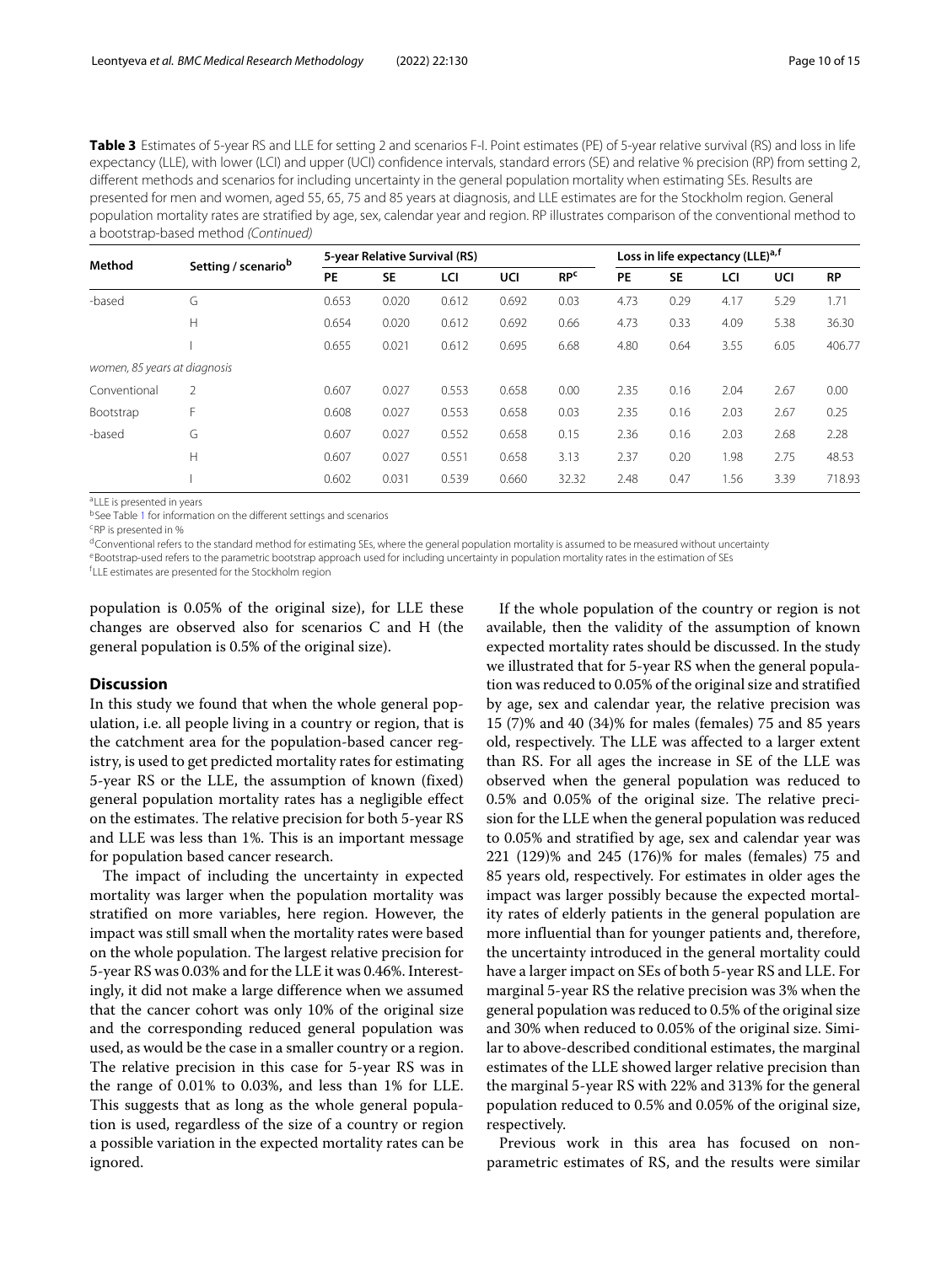**Table 3** Estimates of 5-year RS and LLE for setting 2 and scenarios F-I. Point estimates (PE) of 5-year relative survival (RS) and loss in life expectancy (LLE), with lower (LCI) and upper (UCI) confidence intervals, standard errors (SE) and relative % precision (RP) from setting 2, different methods and scenarios for including uncertainty in the general population mortality when estimating SEs. Results are presented for men and women, aged 55, 65, 75 and 85 years at diagnosis, and LLE estimates are for the Stockholm region. General population mortality rates are stratified by age, sex, calendar year and region. RP illustrates comparison of the conventional method to a bootstrap-based method *(Continued)*

| Method | Setting / scenario[b] | 5-year Relative Survival (RS) | | | | | Loss in life expectancy (LLE)[a,f] | | | | |
|---|---|---|---|---|---|---|---|---|---|---|---|
| | | PE | SE | LCI | UCI | RP[c] | PE | SE | LCI | UCI | RP |
| -based | G | 0.653 | 0.020 | 0.612 | 0.692 | 0.03 | 4.73 | 0.29 | 4.17 | 5.29 | 1.71 |
| | H | 0.654 | 0.020 | 0.612 | 0.692 | 0.66 | 4.73 | 0.33 | 4.09 | 5.38 | 36.30 |
| | I | 0.655 | 0.021 | 0.612 | 0.695 | 6.68 | 4.80 | 0.64 | 3.55 | 6.05 | 406.77 |
| *women, 85 years at diagnosis* | | | | | | | | | | | |
| Conventional | 2 | 0.607 | 0.027 | 0.553 | 0.658 | 0.00 | 2.35 | 0.16 | 2.04 | 2.67 | 0.00 |
| Bootstrap | F | 0.608 | 0.027 | 0.553 | 0.658 | 0.03 | 2.35 | 0.16 | 2.03 | 2.67 | 0.25 |
| -based | G | 0.607 | 0.027 | 0.552 | 0.658 | 0.15 | 2.36 | 0.16 | 2.03 | 2.68 | 2.28 |
| | H | 0.607 | 0.027 | 0.551 | 0.658 | 3.13 | 2.37 | 0.20 | 1.98 | 2.75 | 48.53 |
| | I | 0.602 | 0.031 | 0.539 | 0.660 | 32.32 | 2.48 | 0.47 | 1.56 | 3.39 | 718.93 |

[a]LLE is presented in years

[b]See Table 1 for information on the different settings and scenarios

[c]RP is presented in %

[d]Conventional refers to the standard method for estimating SEs, where the general population mortality is assumed to be measured without uncertainty

[e]Bootstrap-used refers to the parametric bootstrap approach used for including uncertainty in population mortality rates in the estimation of SEs

[f]LLE estimates are presented for the Stockholm region

population is 0.05% of the original size), for LLE these changes are observed also for scenarios C and H (the general population is 0.5% of the original size).

## Discussion

In this study we found that when the whole general population, i.e. all people living in a country or region, that is the catchment area for the population-based cancer registry, is used to get predicted mortality rates for estimating 5-year RS or the LLE, the assumption of known (fixed) general population mortality rates has a negligible effect on the estimates. The relative precision for both 5-year RS and LLE was less than 1%. This is an important message for population based cancer research.

The impact of including the uncertainty in expected mortality was larger when the population mortality was stratified on more variables, here region. However, the impact was still small when the mortality rates were based on the whole population. The largest relative precision for 5-year RS was 0.03% and for the LLE it was 0.46%. Interestingly, it did not make a large difference when we assumed that the cancer cohort was only 10% of the original size and the corresponding reduced general population was used, as would be the case in a smaller country or a region. The relative precision in this case for 5-year RS was in the range of 0.01% to 0.03%, and less than 1% for LLE. This suggests that as long as the whole general population is used, regardless of the size of a country or region a possible variation in the expected mortality rates can be ignored.

If the whole population of the country or region is not available, then the validity of the assumption of known expected mortality rates should be discussed. In the study we illustrated that for 5-year RS when the general population was reduced to 0.05% of the original size and stratified by age, sex and calendar year, the relative precision was 15 (7)% and 40 (34)% for males (females) 75 and 85 years old, respectively. The LLE was affected to a larger extent than RS. For all ages the increase in SE of the LLE was observed when the general population was reduced to 0.5% and 0.05% of the original size. The relative precision for the LLE when the general population was reduced to 0.05% and stratified by age, sex and calendar year was 221 (129)% and 245 (176)% for males (females) 75 and 85 years old, respectively. For estimates in older ages the impact was larger possibly because the expected mortality rates of elderly patients in the general population are more influential than for younger patients and, therefore, the uncertainty introduced in the general mortality could have a larger impact on SEs of both 5-year RS and LLE. For marginal 5-year RS the relative precision was 3% when the general population was reduced to 0.5% of the original size and 30% when reduced to 0.05% of the original size. Similar to above-described conditional estimates, the marginal estimates of the LLE showed larger relative precision than the marginal 5-year RS with 22% and 313% for the general population reduced to 0.5% and 0.05% of the original size, respectively.

Previous work in this area has focused on non-parametric estimates of RS, and the results were similar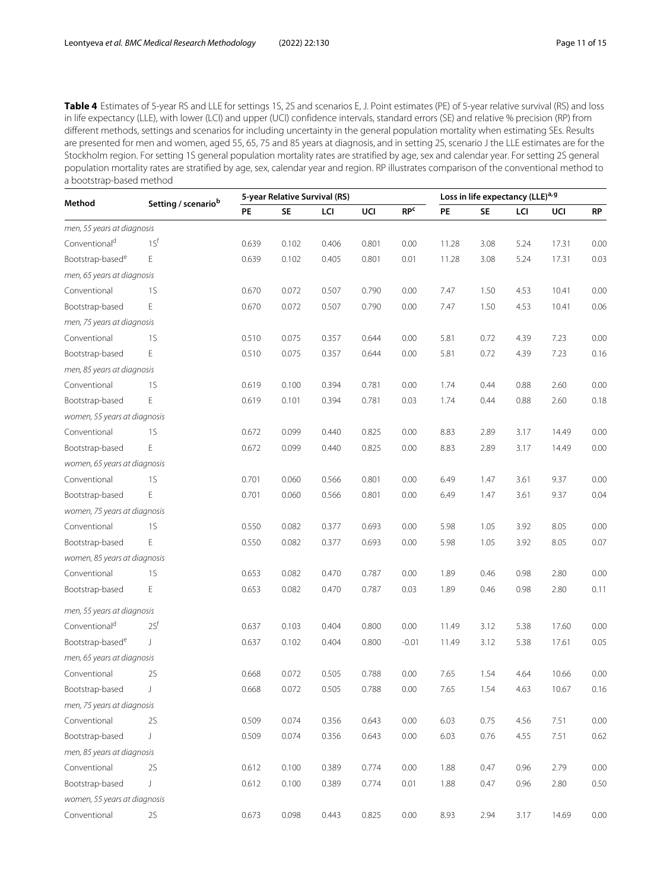**Table 4** Estimates of 5-year RS and LLE for settings 1S, 2S and scenarios E, J. Point estimates (PE) of 5-year relative survival (RS) and loss in life expectancy (LLE), with lower (LCI) and upper (UCI) confidence intervals, standard errors (SE) and relative % precision (RP) from different methods, settings and scenarios for including uncertainty in the general population mortality when estimating SEs. Results are presented for men and women, aged 55, 65, 75 and 85 years at diagnosis, and in setting 2S, scenario J the LLE estimates are for the Stockholm region. For setting 1S general population mortality rates are stratified by age, sex and calendar year. For setting 2S general population mortality rates are stratified by age, sex, calendar year and region. RP illustrates comparison of the conventional method to a bootstrap-based method

| Method | Setting / scenario[b] | 5-year Relative Survival (RS) | | | | | Loss in life expectancy (LLE)[a, g] | | | | |
|---|---|---|---|---|---|---|---|---|---|---|---|
| | | PE | SE | LCI | UCI | RP[c] | PE | SE | LCI | UCI | RP |
| *men, 55 years at diagnosis* | | | | | | | | | | | |
| Conventional[d] | 1S[f] | 0.639 | 0.102 | 0.406 | 0.801 | 0.00 | 11.28 | 3.08 | 5.24 | 17.31 | 0.00 |
| Bootstrap-based[e] | E | 0.639 | 0.102 | 0.405 | 0.801 | 0.01 | 11.28 | 3.08 | 5.24 | 17.31 | 0.03 |
| *men, 65 years at diagnosis* | | | | | | | | | | | |
| Conventional | 1S | 0.670 | 0.072 | 0.507 | 0.790 | 0.00 | 7.47 | 1.50 | 4.53 | 10.41 | 0.00 |
| Bootstrap-based | E | 0.670 | 0.072 | 0.507 | 0.790 | 0.00 | 7.47 | 1.50 | 4.53 | 10.41 | 0.06 |
| *men, 75 years at diagnosis* | | | | | | | | | | | |
| Conventional | 1S | 0.510 | 0.075 | 0.357 | 0.644 | 0.00 | 5.81 | 0.72 | 4.39 | 7.23 | 0.00 |
| Bootstrap-based | E | 0.510 | 0.075 | 0.357 | 0.644 | 0.00 | 5.81 | 0.72 | 4.39 | 7.23 | 0.16 |
| *men, 85 years at diagnosis* | | | | | | | | | | | |
| Conventional | 1S | 0.619 | 0.100 | 0.394 | 0.781 | 0.00 | 1.74 | 0.44 | 0.88 | 2.60 | 0.00 |
| Bootstrap-based | E | 0.619 | 0.101 | 0.394 | 0.781 | 0.03 | 1.74 | 0.44 | 0.88 | 2.60 | 0.18 |
| *women, 55 years at diagnosis* | | | | | | | | | | | |
| Conventional | 1S | 0.672 | 0.099 | 0.440 | 0.825 | 0.00 | 8.83 | 2.89 | 3.17 | 14.49 | 0.00 |
| Bootstrap-based | E | 0.672 | 0.099 | 0.440 | 0.825 | 0.00 | 8.83 | 2.89 | 3.17 | 14.49 | 0.00 |
| *women, 65 years at diagnosis* | | | | | | | | | | | |
| Conventional | 1S | 0.701 | 0.060 | 0.566 | 0.801 | 0.00 | 6.49 | 1.47 | 3.61 | 9.37 | 0.00 |
| Bootstrap-based | E | 0.701 | 0.060 | 0.566 | 0.801 | 0.00 | 6.49 | 1.47 | 3.61 | 9.37 | 0.04 |
| *women, 75 years at diagnosis* | | | | | | | | | | | |
| Conventional | 1S | 0.550 | 0.082 | 0.377 | 0.693 | 0.00 | 5.98 | 1.05 | 3.92 | 8.05 | 0.00 |
| Bootstrap-based | E | 0.550 | 0.082 | 0.377 | 0.693 | 0.00 | 5.98 | 1.05 | 3.92 | 8.05 | 0.07 |
| *women, 85 years at diagnosis* | | | | | | | | | | | |
| Conventional | 1S | 0.653 | 0.082 | 0.470 | 0.787 | 0.00 | 1.89 | 0.46 | 0.98 | 2.80 | 0.00 |
| Bootstrap-based | E | 0.653 | 0.082 | 0.470 | 0.787 | 0.03 | 1.89 | 0.46 | 0.98 | 2.80 | 0.11 |
| *men, 55 years at diagnosis* | | | | | | | | | | | |
| Conventional[d] | 2S[f] | 0.637 | 0.103 | 0.404 | 0.800 | 0.00 | 11.49 | 3.12 | 5.38 | 17.60 | 0.00 |
| Bootstrap-based[e] | J | 0.637 | 0.102 | 0.404 | 0.800 | -0.01 | 11.49 | 3.12 | 5.38 | 17.61 | 0.05 |
| *men, 65 years at diagnosis* | | | | | | | | | | | |
| Conventional | 2S | 0.668 | 0.072 | 0.505 | 0.788 | 0.00 | 7.65 | 1.54 | 4.64 | 10.66 | 0.00 |
| Bootstrap-based | J | 0.668 | 0.072 | 0.505 | 0.788 | 0.00 | 7.65 | 1.54 | 4.63 | 10.67 | 0.16 |
| *men, 75 years at diagnosis* | | | | | | | | | | | |
| Conventional | 2S | 0.509 | 0.074 | 0.356 | 0.643 | 0.00 | 6.03 | 0.75 | 4.56 | 7.51 | 0.00 |
| Bootstrap-based | J | 0.509 | 0.074 | 0.356 | 0.643 | 0.00 | 6.03 | 0.76 | 4.55 | 7.51 | 0.62 |
| *men, 85 years at diagnosis* | | | | | | | | | | | |
| Conventional | 2S | 0.612 | 0.100 | 0.389 | 0.774 | 0.00 | 1.88 | 0.47 | 0.96 | 2.79 | 0.00 |
| Bootstrap-based | J | 0.612 | 0.100 | 0.389 | 0.774 | 0.01 | 1.88 | 0.47 | 0.96 | 2.80 | 0.50 |
| *women, 55 years at diagnosis* | | | | | | | | | | | |
| Conventional | 2S | 0.673 | 0.098 | 0.443 | 0.825 | 0.00 | 8.93 | 2.94 | 3.17 | 14.69 | 0.00 |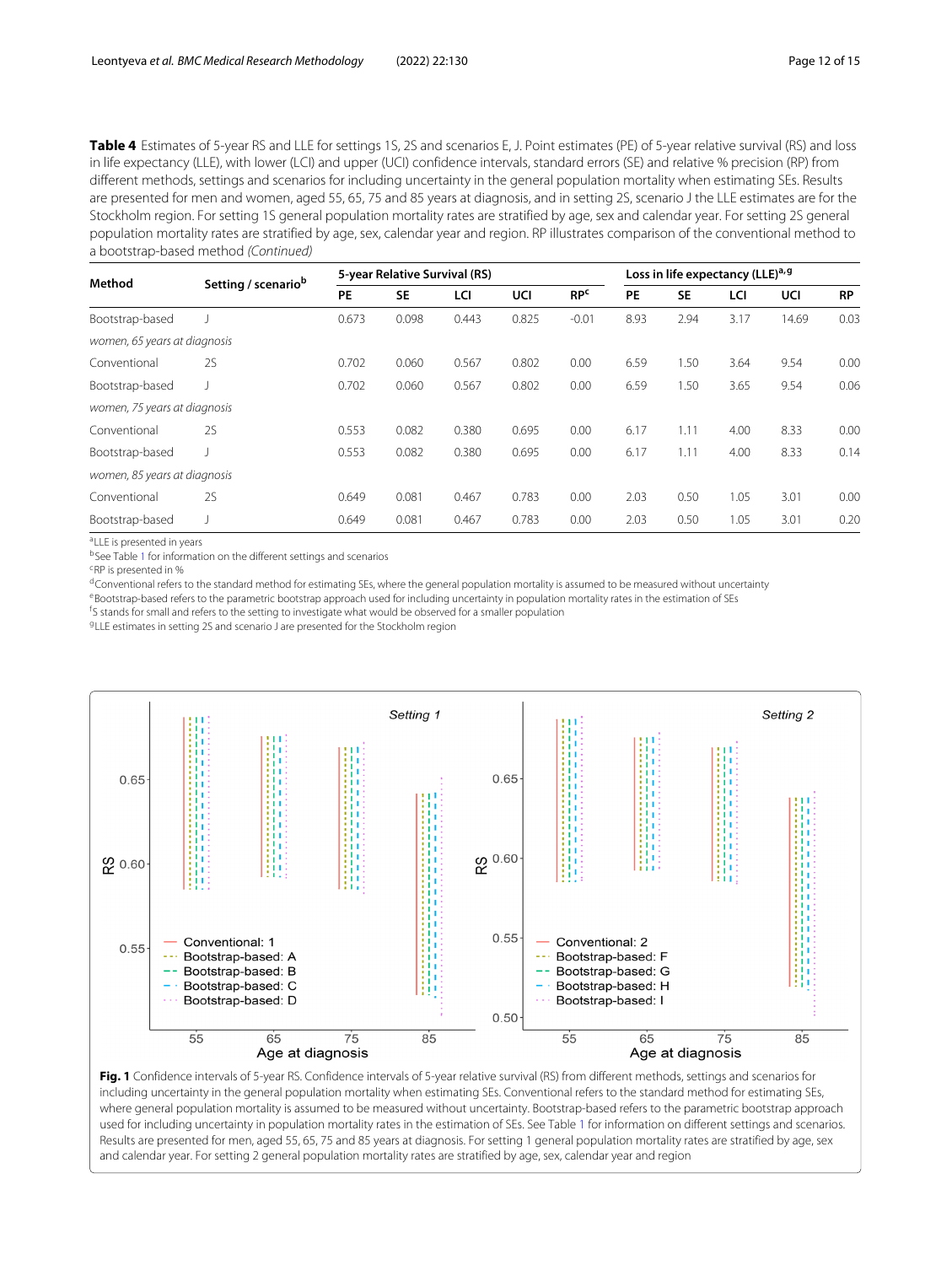**Table 4** Estimates of 5-year RS and LLE for settings 1S, 2S and scenarios E, J. Point estimates (PE) of 5-year relative survival (RS) and loss in life expectancy (LLE), with lower (LCI) and upper (UCI) confidence intervals, standard errors (SE) and relative % precision (RP) from different methods, settings and scenarios for including uncertainty in the general population mortality when estimating SEs. Results are presented for men and women, aged 55, 65, 75 and 85 years at diagnosis, and in setting 2S, scenario J the LLE estimates are for the Stockholm region. For setting 1S general population mortality rates are stratified by age, sex and calendar year. For setting 2S general population mortality rates are stratified by age, sex, calendar year and region. RP illustrates comparison of the conventional method to a bootstrap-based method *(Continued)*

| Method | Setting / scenario[b] | 5-year Relative Survival (RS) | | | | | Loss in life expectancy (LLE)[a,g] | | | | |
|---|---|---|---|---|---|---|---|---|---|---|---|
| | | PE | SE | LCI | UCI | RP[c] | PE | SE | LCI | UCI | RP |
| Bootstrap-based | J | 0.673 | 0.098 | 0.443 | 0.825 | -0.01 | 8.93 | 2.94 | 3.17 | 14.69 | 0.03 |
| *women, 65 years at diagnosis* | | | | | | | | | | | |
| Conventional | 2S | 0.702 | 0.060 | 0.567 | 0.802 | 0.00 | 6.59 | 1.50 | 3.64 | 9.54 | 0.00 |
| Bootstrap-based | J | 0.702 | 0.060 | 0.567 | 0.802 | 0.00 | 6.59 | 1.50 | 3.65 | 9.54 | 0.06 |
| *women, 75 years at diagnosis* | | | | | | | | | | | |
| Conventional | 2S | 0.553 | 0.082 | 0.380 | 0.695 | 0.00 | 6.17 | 1.11 | 4.00 | 8.33 | 0.00 |
| Bootstrap-based | J | 0.553 | 0.082 | 0.380 | 0.695 | 0.00 | 6.17 | 1.11 | 4.00 | 8.33 | 0.14 |
| *women, 85 years at diagnosis* | | | | | | | | | | | |
| Conventional | 2S | 0.649 | 0.081 | 0.467 | 0.783 | 0.00 | 2.03 | 0.50 | 1.05 | 3.01 | 0.00 |
| Bootstrap-based | J | 0.649 | 0.081 | 0.467 | 0.783 | 0.00 | 2.03 | 0.50 | 1.05 | 3.01 | 0.20 |

[a]LLE is presented in years
[b]See Table 1 for information on the different settings and scenarios
[c]RP is presented in %
[d]Conventional refers to the standard method for estimating SEs, where the general population mortality is assumed to be measured without uncertainty
[e]Bootstrap-based refers to the parametric bootstrap approach used for including uncertainty in population mortality rates in the estimation of SEs
[f]S stands for small and refers to the setting to investigate what would be observed for a smaller population
[g]LLE estimates in setting 2S and scenario J are presented for the Stockholm region

**Fig. 1** Confidence intervals of 5-year RS. Confidence intervals of 5-year relative survival (RS) from different methods, settings and scenarios for including uncertainty in the general population mortality when estimating SEs. Conventional refers to the standard method for estimating SEs, where general population mortality is assumed to be measured without uncertainty. Bootstrap-based refers to the parametric bootstrap approach used for including uncertainty in population mortality rates in the estimation of SEs. See Table 1 for information on different settings and scenarios. Results are presented for men, aged 55, 65, 75 and 85 years at diagnosis. For setting 1 general population mortality rates are stratified by age, sex and calendar year. For setting 2 general population mortality rates are stratified by age, sex, calendar year and region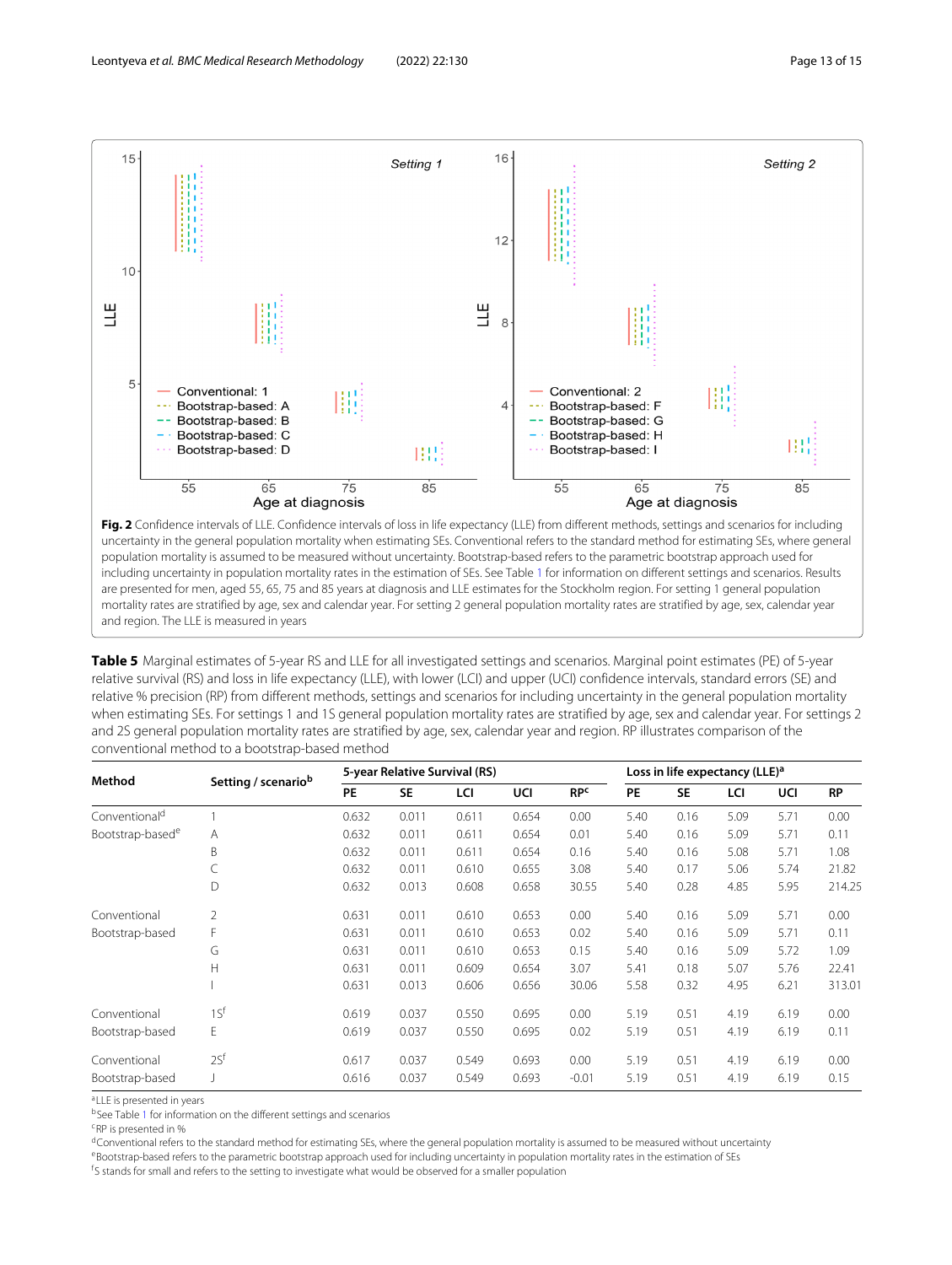**Fig. 2** Confidence intervals of LLE. Confidence intervals of loss in life expectancy (LLE) from different methods, settings and scenarios for including uncertainty in the general population mortality when estimating SEs. Conventional refers to the standard method for estimating SEs, where general population mortality is assumed to be measured without uncertainty. Bootstrap-based refers to the parametric bootstrap approach used for including uncertainty in population mortality rates in the estimation of SEs. See Table 1 for information on different settings and scenarios. Results are presented for men, aged 55, 65, 75 and 85 years at diagnosis and LLE estimates for the Stockholm region. For setting 1 general population mortality rates are stratified by age, sex and calendar year. For setting 2 general population mortality rates are stratified by age, sex, calendar year and region. The LLE is measured in years

**Table 5** Marginal estimates of 5-year RS and LLE for all investigated settings and scenarios. Marginal point estimates (PE) of 5-year relative survival (RS) and loss in life expectancy (LLE), with lower (LCI) and upper (UCI) confidence intervals, standard errors (SE) and relative % precision (RP) from different methods, settings and scenarios for including uncertainty in the general population mortality when estimating SEs. For settings 1 and 1S general population mortality rates are stratified by age, sex and calendar year. For settings 2 and 2S general population mortality rates are stratified by age, sex, calendar year and region. RP illustrates comparison of the conventional method to a bootstrap-based method

| Method | Setting / scenario[b] | 5-year Relative Survival (RS) | | | | | Loss in life expectancy (LLE)[a] | | | | |
|---|---|---|---|---|---|---|---|---|---|---|---|
| | | PE | SE | LCI | UCI | RP[c] | PE | SE | LCI | UCI | RP |
| Conventional[d] | 1 | 0.632 | 0.011 | 0.611 | 0.654 | 0.00 | 5.40 | 0.16 | 5.09 | 5.71 | 0.00 |
| Bootstrap-based[e] | A | 0.632 | 0.011 | 0.611 | 0.654 | 0.01 | 5.40 | 0.16 | 5.09 | 5.71 | 0.11 |
| | B | 0.632 | 0.011 | 0.611 | 0.654 | 0.16 | 5.40 | 0.16 | 5.08 | 5.71 | 1.08 |
| | C | 0.632 | 0.011 | 0.610 | 0.655 | 3.08 | 5.40 | 0.17 | 5.06 | 5.74 | 21.82 |
| | D | 0.632 | 0.013 | 0.608 | 0.658 | 30.55 | 5.40 | 0.28 | 4.85 | 5.95 | 214.25 |
| Conventional | 2 | 0.631 | 0.011 | 0.610 | 0.653 | 0.00 | 5.40 | 0.16 | 5.09 | 5.71 | 0.00 |
| Bootstrap-based | F | 0.631 | 0.011 | 0.610 | 0.653 | 0.02 | 5.40 | 0.16 | 5.09 | 5.71 | 0.11 |
| | G | 0.631 | 0.011 | 0.610 | 0.653 | 0.15 | 5.40 | 0.16 | 5.09 | 5.72 | 1.09 |
| | H | 0.631 | 0.011 | 0.609 | 0.654 | 3.07 | 5.41 | 0.18 | 5.07 | 5.76 | 22.41 |
| | I | 0.631 | 0.013 | 0.606 | 0.656 | 30.06 | 5.58 | 0.32 | 4.95 | 6.21 | 313.01 |
| Conventional | 1S[f] | 0.619 | 0.037 | 0.550 | 0.695 | 0.00 | 5.19 | 0.51 | 4.19 | 6.19 | 0.00 |
| Bootstrap-based | E | 0.619 | 0.037 | 0.550 | 0.695 | 0.02 | 5.19 | 0.51 | 4.19 | 6.19 | 0.11 |
| Conventional | 2S[f] | 0.617 | 0.037 | 0.549 | 0.693 | 0.00 | 5.19 | 0.51 | 4.19 | 6.19 | 0.00 |
| Bootstrap-based | J | 0.616 | 0.037 | 0.549 | 0.693 | -0.01 | 5.19 | 0.51 | 4.19 | 6.19 | 0.15 |

[a] LLE is presented in years
[b] See Table 1 for information on the different settings and scenarios
[c] RP is presented in %
[d] Conventional refers to the standard method for estimating SEs, where the general population mortality is assumed to be measured without uncertainty
[e] Bootstrap-based refers to the parametric bootstrap approach used for including uncertainty in population mortality rates in the estimation of SEs
[f] S stands for small and refers to the setting to investigate what would be observed for a smaller population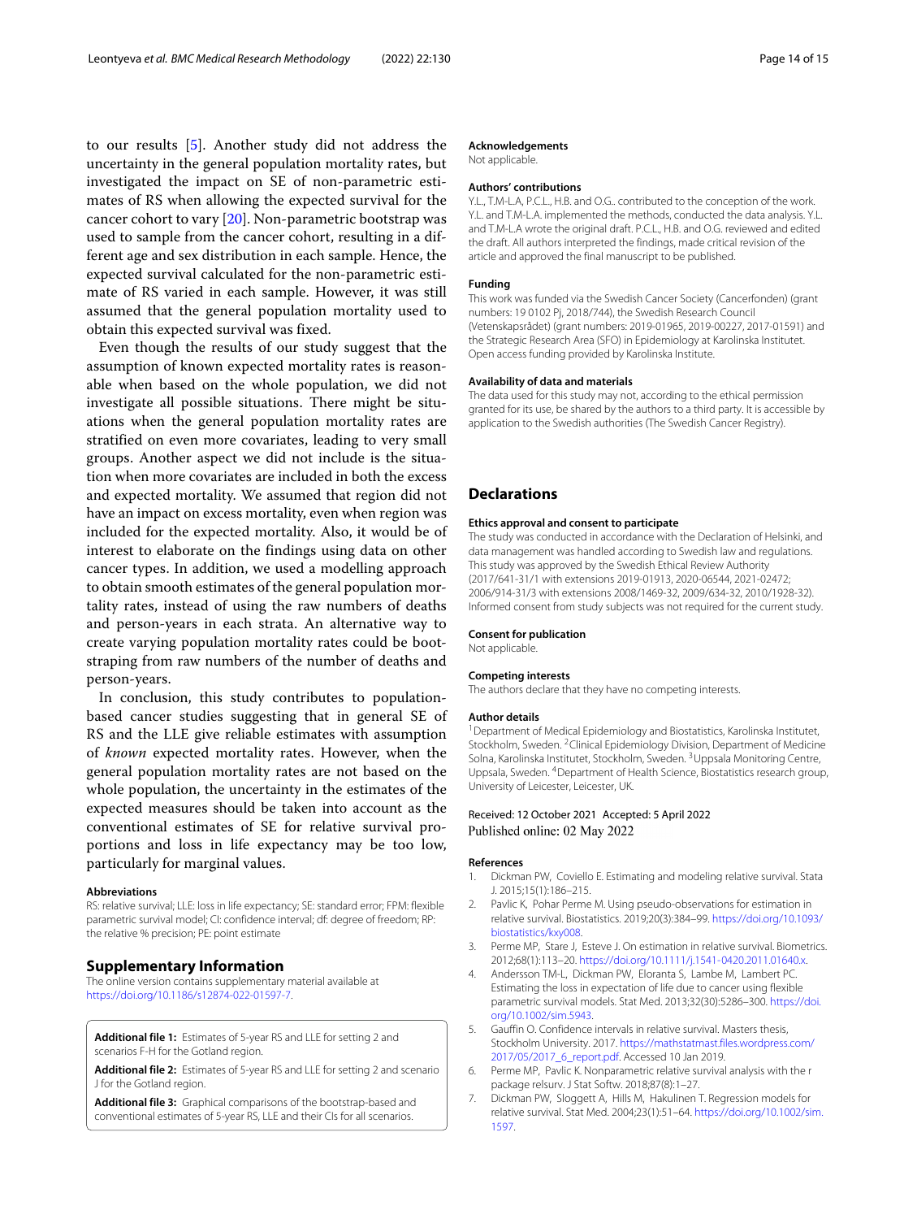to our results [5]. Another study did not address the uncertainty in the general population mortality rates, but investigated the impact on SE of non-parametric estimates of RS when allowing the expected survival for the cancer cohort to vary [20]. Non-parametric bootstrap was used to sample from the cancer cohort, resulting in a different age and sex distribution in each sample. Hence, the expected survival calculated for the non-parametric estimate of RS varied in each sample. However, it was still assumed that the general population mortality used to obtain this expected survival was fixed.

Even though the results of our study suggest that the assumption of known expected mortality rates is reasonable when based on the whole population, we did not investigate all possible situations. There might be situations when the general population mortality rates are stratified on even more covariates, leading to very small groups. Another aspect we did not include is the situation when more covariates are included in both the excess and expected mortality. We assumed that region did not have an impact on excess mortality, even when region was included for the expected mortality. Also, it would be of interest to elaborate on the findings using data on other cancer types. In addition, we used a modelling approach to obtain smooth estimates of the general population mortality rates, instead of using the raw numbers of deaths and person-years in each strata. An alternative way to create varying population mortality rates could be bootstraping from raw numbers of the number of deaths and person-years.

In conclusion, this study contributes to population-based cancer studies suggesting that in general SE of RS and the LLE give reliable estimates with assumption of *known* expected mortality rates. However, when the general population mortality rates are not based on the whole population, the uncertainty in the estimates of the expected measures should be taken into account as the conventional estimates of SE for relative survival proportions and loss in life expectancy may be too low, particularly for marginal values.

#### Abbreviations

RS: relative survival; LLE: loss in life expectancy; SE: standard error; FPM: flexible parametric survival model; CI: confidence interval; df: degree of freedom; RP: the relative % precision; PE: point estimate

## Supplementary Information

The online version contains supplementary material available at https://doi.org/10.1186/s12874-022-01597-7.

**Additional file 1:** Estimates of 5-year RS and LLE for setting 2 and scenarios F-H for the Gotland region.

**Additional file 2:** Estimates of 5-year RS and LLE for setting 2 and scenario J for the Gotland region.

**Additional file 3:** Graphical comparisons of the bootstrap-based and conventional estimates of 5-year RS, LLE and their CIs for all scenarios.

#### Acknowledgements

Not applicable.

#### Authors' contributions

Y.L., T.M-L.A, P.C.L., H.B. and O.G.. contributed to the conception of the work. Y.L. and T.M-L.A. implemented the methods, conducted the data analysis. Y.L. and T.M-L.A wrote the original draft. P.C.L., H.B. and O.G. reviewed and edited the draft. All authors interpreted the findings, made critical revision of the article and approved the final manuscript to be published.

#### Funding

This work was funded via the Swedish Cancer Society (Cancerfonden) (grant numbers: 19 0102 Pj, 2018/744), the Swedish Research Council (Vetenskapsrådet) (grant numbers: 2019-01965, 2019-00227, 2017-01591) and the Strategic Research Area (SFO) in Epidemiology at Karolinska Institutet. Open access funding provided by Karolinska Institute.

#### Availability of data and materials

The data used for this study may not, according to the ethical permission granted for its use, be shared by the authors to a third party. It is accessible by application to the Swedish authorities (The Swedish Cancer Registry).

## Declarations

#### Ethics approval and consent to participate

The study was conducted in accordance with the Declaration of Helsinki, and data management was handled according to Swedish law and regulations. This study was approved by the Swedish Ethical Review Authority (2017/641-31/1 with extensions 2019-01913, 2020-06544, 2021-02472; 2006/914-31/3 with extensions 2008/1469-32, 2009/634-32, 2010/1928-32). Informed consent from study subjects was not required for the current study.

#### Consent for publication

Not applicable.

#### Competing interests

The authors declare that they have no competing interests.

#### Author details

[1]Department of Medical Epidemiology and Biostatistics, Karolinska Institutet, Stockholm, Sweden. [2]Clinical Epidemiology Division, Department of Medicine Solna, Karolinska Institutet, Stockholm, Sweden. [3]Uppsala Monitoring Centre, Uppsala, Sweden. [4]Department of Health Science, Biostatistics research group, University of Leicester, Leicester, UK.

Received: 12 October 2021 Accepted: 5 April 2022
Published online: 02 May 2022

#### References

1. Dickman PW, Coviello E. Estimating and modeling relative survival. Stata J. 2015;15(1):186–215.
2. Pavlic K, Pohar Perme M. Using pseudo-observations for estimation in relative survival. Biostatistics. 2019;20(3):384–99. https://doi.org/10.1093/biostatistics/kxy008.
3. Perme MP, Stare J, Esteve J. On estimation in relative survival. Biometrics. 2012;68(1):113–20. https://doi.org/10.1111/j.1541-0420.2011.01640.x.
4. Andersson TM-L, Dickman PW, Eloranta S, Lambe M, Lambert PC. Estimating the loss in expectation of life due to cancer using flexible parametric survival models. Stat Med. 2013;32(30):5286–300. https://doi.org/10.1002/sim.5943.
5. Gauffin O. Confidence intervals in relative survival. Masters thesis, Stockholm University. 2017. https://mathstatmast.files.wordpress.com/2017/05/2017_6_report.pdf. Accessed 10 Jan 2019.
6. Perme MP, Pavlic K. Nonparametric relative survival analysis with the r package relsurv. J Stat Softw. 2018;87(8):1–27.
7. Dickman PW, Sloggett A, Hills M, Hakulinen T. Regression models for relative survival. Stat Med. 2004;23(1):51–64. https://doi.org/10.1002/sim.1597.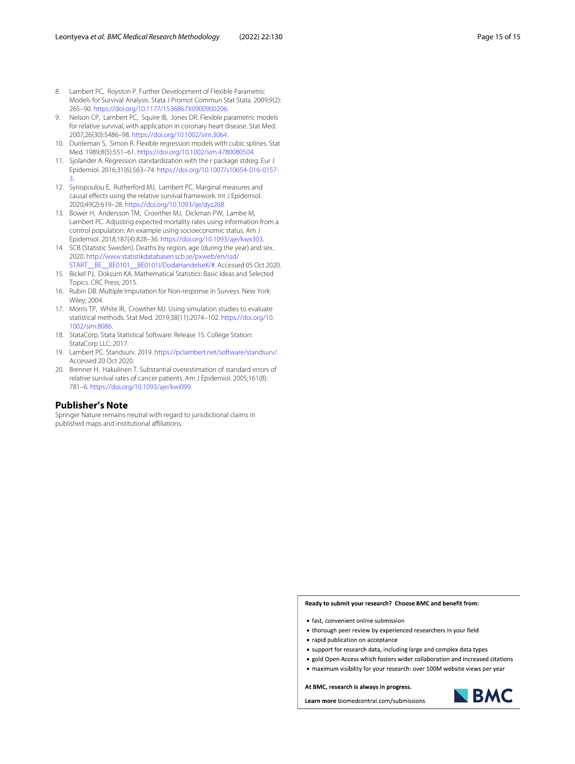8. Lambert PC, Royston P. Further Development of Flexible Parametric Models for Survival Analysis. Stata J Promot Commun Stat Stata. 2009;9(2): 265–90. https://doi.org/10.1177/1536867X0900900206.
9. Nelson CP, Lambert PC, Squire IB, Jones DR. Flexible parametric models for relative survival, with application in coronary heart disease. Stat Med. 2007;26(30):5486–98. https://doi.org/10.1002/sim.3064.
10. Durrleman S, Simon R. Flexible regression models with cubic splines. Stat Med. 1989;8(5):551–61. https://doi.org/10.1002/sim.4780080504.
11. Sjolander A. Regression standardization with the r package stdreg. Eur J Epidemiol. 2016;31(6):563–74. https://doi.org/10.1007/s10654-016-0157-3.
12. Syriopoulou E, Rutherford MJ, Lambert PC. Marginal measures and causal effects using the relative survival framework. Int J Epidemiol. 2020;49(2):619–28. https://doi.org/10.1093/ije/dyz268.
13. Bower H, Andersson TM, Crowther MJ, Dickman PW, Lambe M, Lambert PC. Adjusting expected mortality rates using information from a control population: An example using socioeconomic status. Am J Epidemiol. 2018;187(4):828–36. https://doi.org/10.1093/aje/kwx303.
14. SCB (Statistic Sweden). Deaths by region, age (during the year) and sex. 2020. http://www.statistikdatabasen.scb.se/pxweb/en/ssd/START__BE__BE0101__BE0101I/DodaHandelseK/#. Accessed 05 Oct 2020.
15. Bickel PJ, Doksum KA. Mathematical Statistics: Basic Ideas and Selected Topics. CRC Press; 2015.
16. Rubin DB. Multiple Imputation for Non-response in Surveys. New York: Wiley; 2004.
17. Morris TP, White IR, Crowther MJ. Using simulation studies to evaluate statistical methods. Stat Med. 2019;38(11):2074–102. https://doi.org/10.1002/sim.8086.
18. StataCorp. Stata Statistical Software: Release 15. College Station: StataCorp LLC; 2017.
19. Lambert PC. Standsurv. 2019. https://pclambert.net/software/standsurv/. Accessed 20 Oct 2020.
20. Brenner H, Hakulinen T. Substantial overestimation of standard errors of relative survival rates of cancer patients. Am J Epidemiol. 2005;161(8): 781–6. https://doi.org/10.1093/aje/kwi099.

## Publisher's Note

Springer Nature remains neutral with regard to jurisdictional claims in published maps and institutional affiliations.

**Ready to submit your research? Choose BMC and benefit from:**

- fast, convenient online submission
- thorough peer review by experienced researchers in your field
- rapid publication on acceptance
- support for research data, including large and complex data types
- gold Open Access which fosters wider collaboration and increased citations
- maximum visibility for your research: over 100M website views per year

**At BMC, research is always in progress.**

**Learn more** biomedcentral.com/submissions

BMC